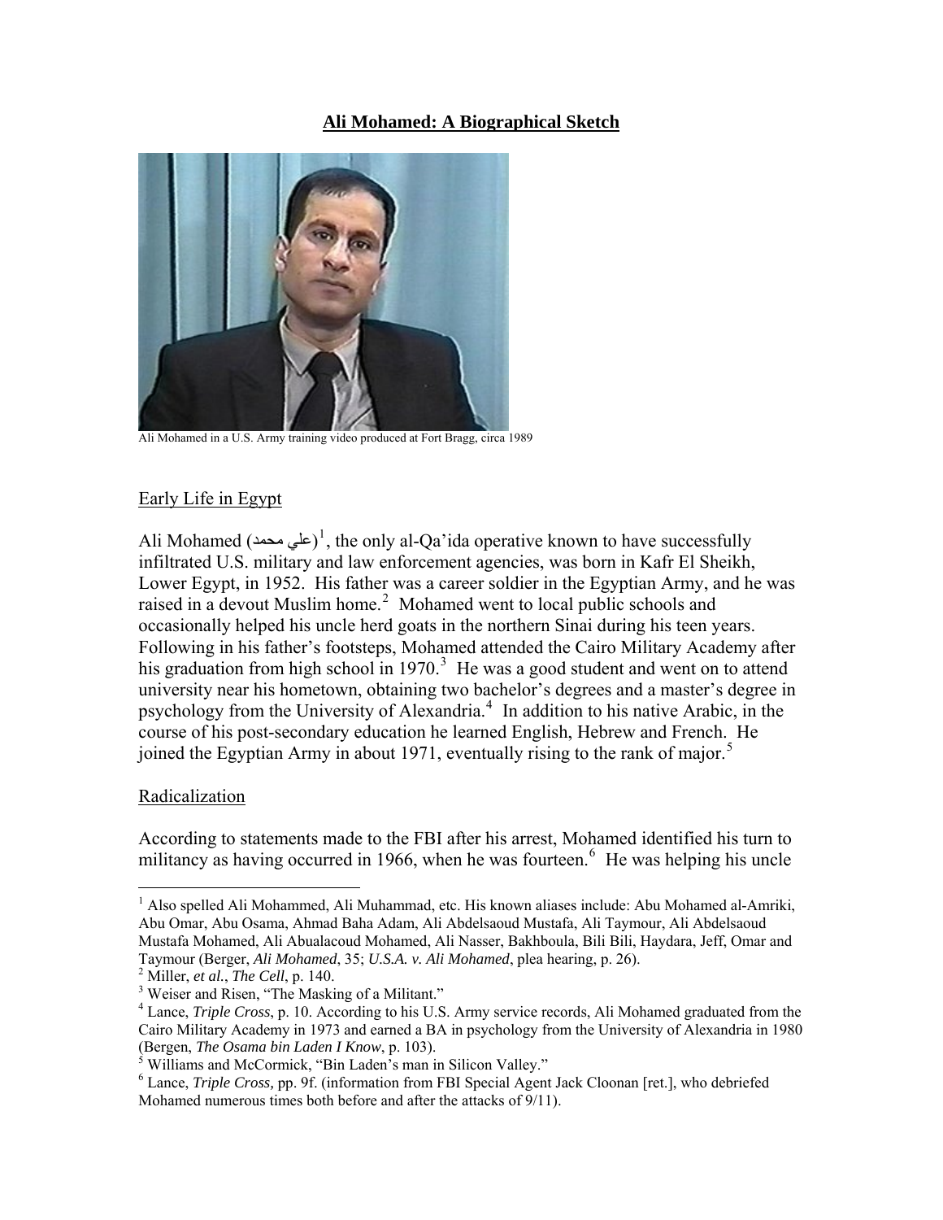# Ali Mohamed: A Biographical Sketch

Ali Mohamed in a U.S. Army training video produced at Fort Bragg, circa 1989

## Early Life in Egypt

Ali Mohamed (علي محمد)[1], the only al-Qa'ida operative known to have successfully infiltrated U.S. military and law enforcement agencies, was born in Kafr El Sheikh, Lower Egypt, in 1952. His father was a career soldier in the Egyptian Army, and he was raised in a devout Muslim home.[2] Mohamed went to local public schools and occasionally helped his uncle herd goats in the northern Sinai during his teen years. Following in his father's footsteps, Mohamed attended the Cairo Military Academy after his graduation from high school in 1970.[3] He was a good student and went on to attend university near his hometown, obtaining two bachelor's degrees and a master's degree in psychology from the University of Alexandria.[4] In addition to his native Arabic, in the course of his post-secondary education he learned English, Hebrew and French. He joined the Egyptian Army in about 1971, eventually rising to the rank of major.[5]

## Radicalization

According to statements made to the FBI after his arrest, Mohamed identified his turn to militancy as having occurred in 1966, when he was fourteen.[6] He was helping his uncle

---

[1] Also spelled Ali Mohammed, Ali Muhammad, etc. His known aliases include: Abu Mohamed al-Amriki, Abu Omar, Abu Osama, Ahmad Baha Adam, Ali Abdelsaoud Mustafa, Ali Taymour, Ali Abdelsaoud Mustafa Mohamed, Ali Abualacoud Mohamed, Ali Nasser, Bakhboula, Bili Bili, Haydara, Jeff, Omar and Taymour (Berger, *Ali Mohamed*, 35; *U.S.A. v. Ali Mohamed*, plea hearing, p. 26).

[2] Miller, *et al.*, *The Cell*, p. 140.

[3] Weiser and Risen, "The Masking of a Militant."

[4] Lance, *Triple Cross*, p. 10. According to his U.S. Army service records, Ali Mohamed graduated from the Cairo Military Academy in 1973 and earned a BA in psychology from the University of Alexandria in 1980 (Bergen, *The Osama bin Laden I Know*, p. 103).

[5] Williams and McCormick, "Bin Laden's man in Silicon Valley."

[6] Lance, *Triple Cross,* pp. 9f. (information from FBI Special Agent Jack Cloonan [ret.], who debriefed Mohamed numerous times both before and after the attacks of 9/11).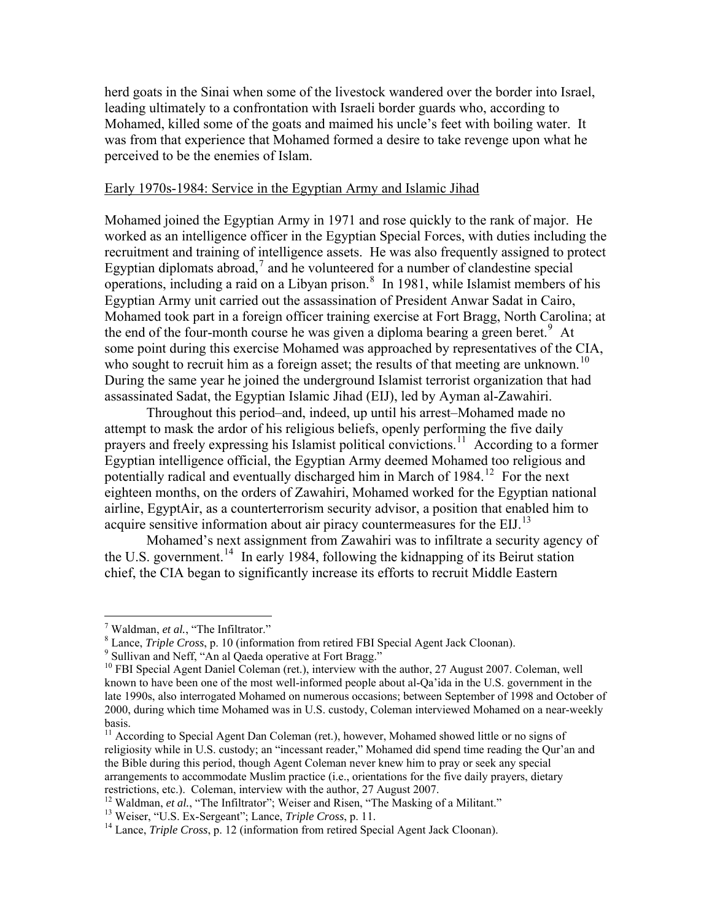herd goats in the Sinai when some of the livestock wandered over the border into Israel, leading ultimately to a confrontation with Israeli border guards who, according to Mohamed, killed some of the goats and maimed his uncle's feet with boiling water. It was from that experience that Mohamed formed a desire to take revenge upon what he perceived to be the enemies of Islam.

Early 1970s-1984: Service in the Egyptian Army and Islamic Jihad

Mohamed joined the Egyptian Army in 1971 and rose quickly to the rank of major. He worked as an intelligence officer in the Egyptian Special Forces, with duties including the recruitment and training of intelligence assets. He was also frequently assigned to protect Egyptian diplomats abroad,[7] and he volunteered for a number of clandestine special operations, including a raid on a Libyan prison.[8] In 1981, while Islamist members of his Egyptian Army unit carried out the assassination of President Anwar Sadat in Cairo, Mohamed took part in a foreign officer training exercise at Fort Bragg, North Carolina; at the end of the four-month course he was given a diploma bearing a green beret.[9] At some point during this exercise Mohamed was approached by representatives of the CIA, who sought to recruit him as a foreign asset; the results of that meeting are unknown.[10] During the same year he joined the underground Islamist terrorist organization that had assassinated Sadat, the Egyptian Islamic Jihad (EIJ), led by Ayman al-Zawahiri.

Throughout this period–and, indeed, up until his arrest–Mohamed made no attempt to mask the ardor of his religious beliefs, openly performing the five daily prayers and freely expressing his Islamist political convictions.[11] According to a former Egyptian intelligence official, the Egyptian Army deemed Mohamed too religious and potentially radical and eventually discharged him in March of 1984.[12] For the next eighteen months, on the orders of Zawahiri, Mohamed worked for the Egyptian national airline, EgyptAir, as a counterterrorism security advisor, a position that enabled him to acquire sensitive information about air piracy countermeasures for the EIJ.[13]

Mohamed's next assignment from Zawahiri was to infiltrate a security agency of the U.S. government.[14] In early 1984, following the kidnapping of its Beirut station chief, the CIA began to significantly increase its efforts to recruit Middle Eastern

---

[7] Waldman, *et al.*, "The Infiltrator."

[8] Lance, *Triple Cross*, p. 10 (information from retired FBI Special Agent Jack Cloonan).

[9] Sullivan and Neff, "An al Qaeda operative at Fort Bragg."

[10] FBI Special Agent Daniel Coleman (ret.), interview with the author, 27 August 2007. Coleman, well known to have been one of the most well-informed people about al-Qa'ida in the U.S. government in the late 1990s, also interrogated Mohamed on numerous occasions; between September of 1998 and October of 2000, during which time Mohamed was in U.S. custody, Coleman interviewed Mohamed on a near-weekly basis.

[11] According to Special Agent Dan Coleman (ret.), however, Mohamed showed little or no signs of religiosity while in U.S. custody; an "incessant reader," Mohamed did spend time reading the Qur'an and the Bible during this period, though Agent Coleman never knew him to pray or seek any special arrangements to accommodate Muslim practice (i.e., orientations for the five daily prayers, dietary restrictions, etc.). Coleman, interview with the author, 27 August 2007.

[12] Waldman, *et al.*, "The Infiltrator"; Weiser and Risen, "The Masking of a Militant."

[13] Weiser, "U.S. Ex-Sergeant"; Lance, *Triple Cross*, p. 11.

[14] Lance, *Triple Cross*, p. 12 (information from retired Special Agent Jack Cloonan).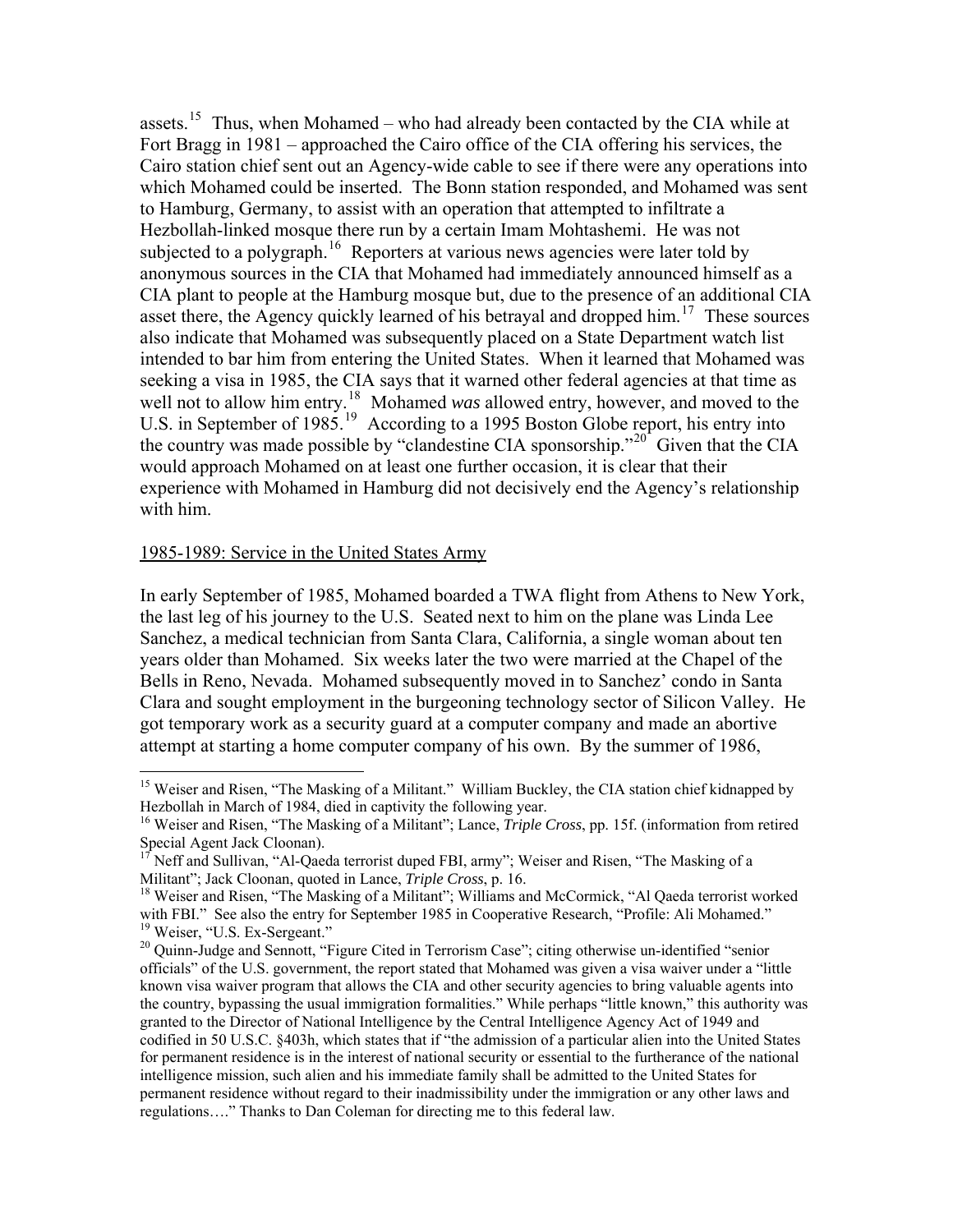assets.[15] Thus, when Mohamed – who had already been contacted by the CIA while at Fort Bragg in 1981 – approached the Cairo office of the CIA offering his services, the Cairo station chief sent out an Agency-wide cable to see if there were any operations into which Mohamed could be inserted. The Bonn station responded, and Mohamed was sent to Hamburg, Germany, to assist with an operation that attempted to infiltrate a Hezbollah-linked mosque there run by a certain Imam Mohtashemi. He was not subjected to a polygraph.[16] Reporters at various news agencies were later told by anonymous sources in the CIA that Mohamed had immediately announced himself as a CIA plant to people at the Hamburg mosque but, due to the presence of an additional CIA asset there, the Agency quickly learned of his betrayal and dropped him.[17] These sources also indicate that Mohamed was subsequently placed on a State Department watch list intended to bar him from entering the United States. When it learned that Mohamed was seeking a visa in 1985, the CIA says that it warned other federal agencies at that time as well not to allow him entry.[18] Mohamed *was* allowed entry, however, and moved to the U.S. in September of 1985.[19] According to a 1995 Boston Globe report, his entry into the country was made possible by "clandestine CIA sponsorship."[20] Given that the CIA would approach Mohamed on at least one further occasion, it is clear that their experience with Mohamed in Hamburg did not decisively end the Agency's relationship with him.

## 1985-1989: Service in the United States Army

In early September of 1985, Mohamed boarded a TWA flight from Athens to New York, the last leg of his journey to the U.S. Seated next to him on the plane was Linda Lee Sanchez, a medical technician from Santa Clara, California, a single woman about ten years older than Mohamed. Six weeks later the two were married at the Chapel of the Bells in Reno, Nevada. Mohamed subsequently moved in to Sanchez' condo in Santa Clara and sought employment in the burgeoning technology sector of Silicon Valley. He got temporary work as a security guard at a computer company and made an abortive attempt at starting a home computer company of his own. By the summer of 1986,

---

[15] Weiser and Risen, "The Masking of a Militant." William Buckley, the CIA station chief kidnapped by Hezbollah in March of 1984, died in captivity the following year.

[16] Weiser and Risen, "The Masking of a Militant"; Lance, *Triple Cross*, pp. 15f. (information from retired Special Agent Jack Cloonan).

[17] Neff and Sullivan, "Al-Qaeda terrorist duped FBI, army"; Weiser and Risen, "The Masking of a Militant"; Jack Cloonan, quoted in Lance, *Triple Cross*, p. 16.

[18] Weiser and Risen, "The Masking of a Militant"; Williams and McCormick, "Al Qaeda terrorist worked with FBI." See also the entry for September 1985 in Cooperative Research, "Profile: Ali Mohamed."

[19] Weiser, "U.S. Ex-Sergeant."

[20] Quinn-Judge and Sennott, "Figure Cited in Terrorism Case"; citing otherwise un-identified "senior officials" of the U.S. government, the report stated that Mohamed was given a visa waiver under a "little known visa waiver program that allows the CIA and other security agencies to bring valuable agents into the country, bypassing the usual immigration formalities." While perhaps "little known," this authority was granted to the Director of National Intelligence by the Central Intelligence Agency Act of 1949 and codified in 50 U.S.C. §403h, which states that if "the admission of a particular alien into the United States for permanent residence is in the interest of national security or essential to the furtherance of the national intelligence mission, such alien and his immediate family shall be admitted to the United States for permanent residence without regard to their inadmissibility under the immigration or any other laws and regulations…." Thanks to Dan Coleman for directing me to this federal law.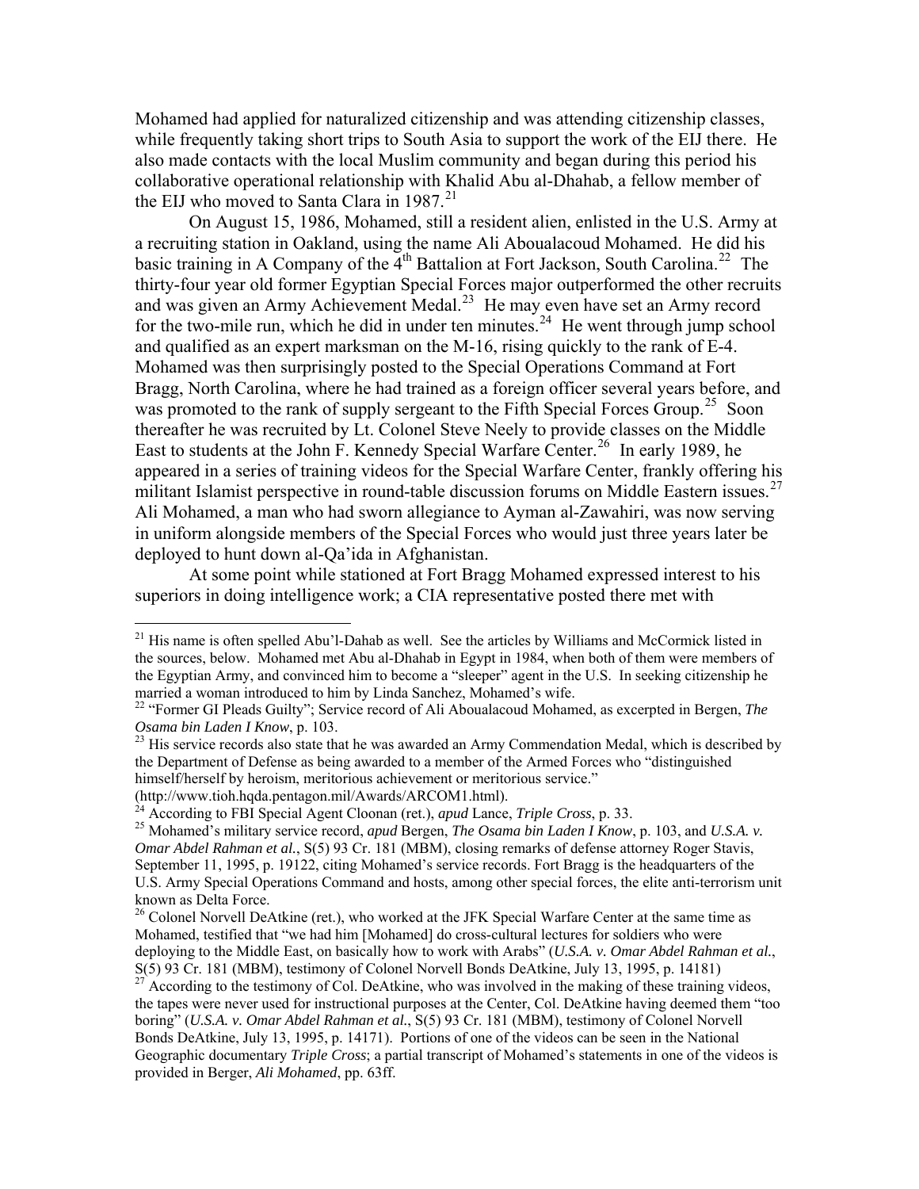Mohamed had applied for naturalized citizenship and was attending citizenship classes, while frequently taking short trips to South Asia to support the work of the EIJ there. He also made contacts with the local Muslim community and began during this period his collaborative operational relationship with Khalid Abu al-Dhahab, a fellow member of the EIJ who moved to Santa Clara in 1987.[21]

On August 15, 1986, Mohamed, still a resident alien, enlisted in the U.S. Army at a recruiting station in Oakland, using the name Ali Aboualacoud Mohamed. He did his basic training in A Company of the 4th Battalion at Fort Jackson, South Carolina.[22] The thirty-four year old former Egyptian Special Forces major outperformed the other recruits and was given an Army Achievement Medal.[23] He may even have set an Army record for the two-mile run, which he did in under ten minutes.[24] He went through jump school and qualified as an expert marksman on the M-16, rising quickly to the rank of E-4. Mohamed was then surprisingly posted to the Special Operations Command at Fort Bragg, North Carolina, where he had trained as a foreign officer several years before, and was promoted to the rank of supply sergeant to the Fifth Special Forces Group.[25] Soon thereafter he was recruited by Lt. Colonel Steve Neely to provide classes on the Middle East to students at the John F. Kennedy Special Warfare Center.[26] In early 1989, he appeared in a series of training videos for the Special Warfare Center, frankly offering his militant Islamist perspective in round-table discussion forums on Middle Eastern issues.[27] Ali Mohamed, a man who had sworn allegiance to Ayman al-Zawahiri, was now serving in uniform alongside members of the Special Forces who would just three years later be deployed to hunt down al-Qa'ida in Afghanistan.

At some point while stationed at Fort Bragg Mohamed expressed interest to his superiors in doing intelligence work; a CIA representative posted there met with

---

[21] His name is often spelled Abu'l-Dahab as well. See the articles by Williams and McCormick listed in the sources, below. Mohamed met Abu al-Dhahab in Egypt in 1984, when both of them were members of the Egyptian Army, and convinced him to become a "sleeper" agent in the U.S. In seeking citizenship he married a woman introduced to him by Linda Sanchez, Mohamed's wife.

[22] "Former GI Pleads Guilty"; Service record of Ali Aboualacoud Mohamed, as excerpted in Bergen, *The Osama bin Laden I Know*, p. 103.

[23] His service records also state that he was awarded an Army Commendation Medal, which is described by the Department of Defense as being awarded to a member of the Armed Forces who "distinguished himself/herself by heroism, meritorious achievement or meritorious service." (http://www.tioh.hqda.pentagon.mil/Awards/ARCOM1.html).

[24] According to FBI Special Agent Cloonan (ret.), *apud* Lance, *Triple Cross*, p. 33.

[25] Mohamed's military service record, *apud* Bergen, *The Osama bin Laden I Know*, p. 103, and *U.S.A. v. Omar Abdel Rahman et al.*, S(5) 93 Cr. 181 (MBM), closing remarks of defense attorney Roger Stavis, September 11, 1995, p. 19122, citing Mohamed's service records. Fort Bragg is the headquarters of the U.S. Army Special Operations Command and hosts, among other special forces, the elite anti-terrorism unit known as Delta Force.

[26] Colonel Norvell DeAtkine (ret.), who worked at the JFK Special Warfare Center at the same time as Mohamed, testified that "we had him [Mohamed] do cross-cultural lectures for soldiers who were deploying to the Middle East, on basically how to work with Arabs" (*U.S.A. v. Omar Abdel Rahman et al.*, S(5) 93 Cr. 181 (MBM), testimony of Colonel Norvell Bonds DeAtkine, July 13, 1995, p. 14181)

[27] According to the testimony of Col. DeAtkine, who was involved in the making of these training videos, the tapes were never used for instructional purposes at the Center, Col. DeAtkine having deemed them "too boring" (*U.S.A. v. Omar Abdel Rahman et al.*, S(5) 93 Cr. 181 (MBM), testimony of Colonel Norvell Bonds DeAtkine, July 13, 1995, p. 14171). Portions of one of the videos can be seen in the National Geographic documentary *Triple Cross*; a partial transcript of Mohamed's statements in one of the videos is provided in Berger, *Ali Mohamed*, pp. 63ff.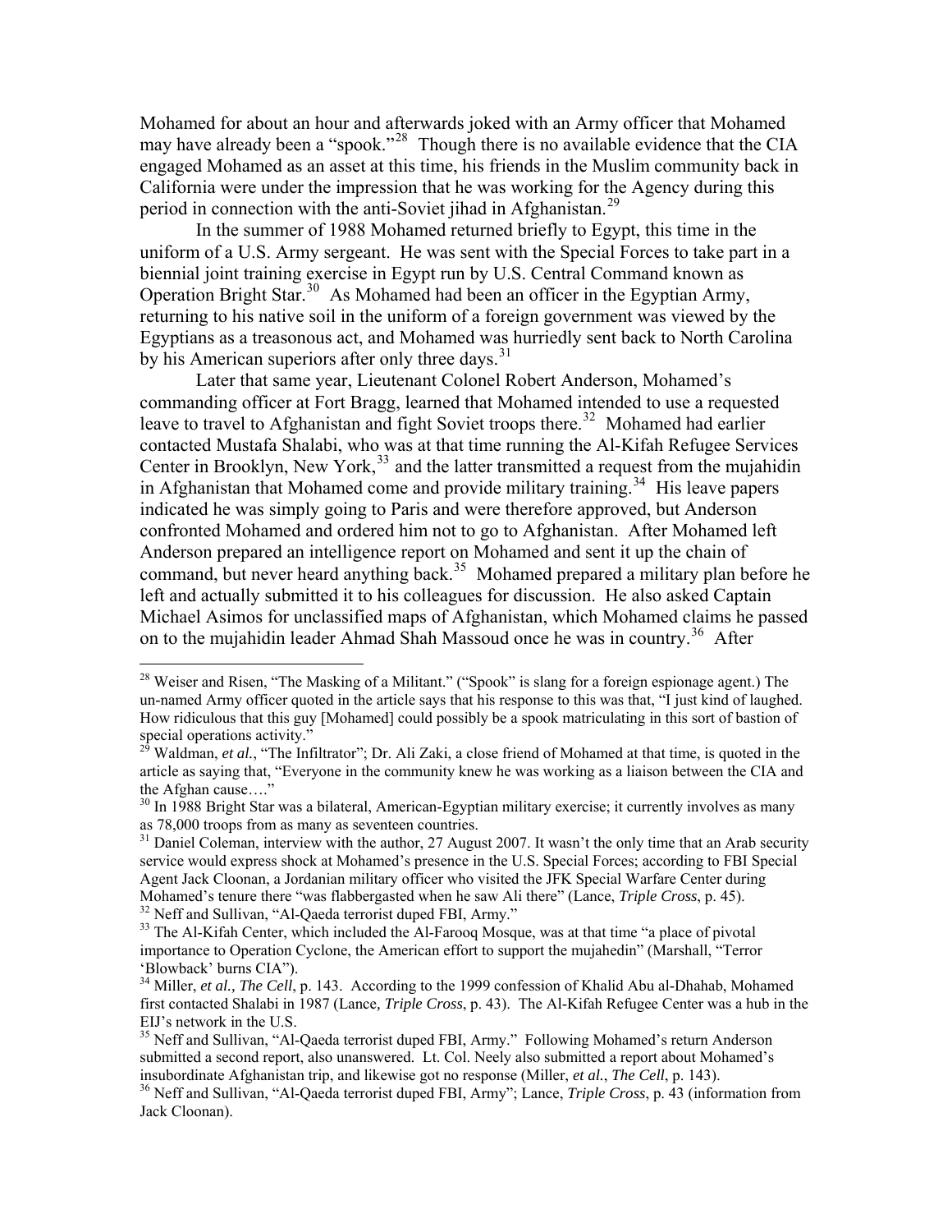Mohamed for about an hour and afterwards joked with an Army officer that Mohamed may have already been a "spook."[28] Though there is no available evidence that the CIA engaged Mohamed as an asset at this time, his friends in the Muslim community back in California were under the impression that he was working for the Agency during this period in connection with the anti-Soviet jihad in Afghanistan.[29]

In the summer of 1988 Mohamed returned briefly to Egypt, this time in the uniform of a U.S. Army sergeant. He was sent with the Special Forces to take part in a biennial joint training exercise in Egypt run by U.S. Central Command known as Operation Bright Star.[30] As Mohamed had been an officer in the Egyptian Army, returning to his native soil in the uniform of a foreign government was viewed by the Egyptians as a treasonous act, and Mohamed was hurriedly sent back to North Carolina by his American superiors after only three days.[31]

Later that same year, Lieutenant Colonel Robert Anderson, Mohamed's commanding officer at Fort Bragg, learned that Mohamed intended to use a requested leave to travel to Afghanistan and fight Soviet troops there.[32] Mohamed had earlier contacted Mustafa Shalabi, who was at that time running the Al-Kifah Refugee Services Center in Brooklyn, New York,[33] and the latter transmitted a request from the mujahidin in Afghanistan that Mohamed come and provide military training.[34] His leave papers indicated he was simply going to Paris and were therefore approved, but Anderson confronted Mohamed and ordered him not to go to Afghanistan. After Mohamed left Anderson prepared an intelligence report on Mohamed and sent it up the chain of command, but never heard anything back.[35] Mohamed prepared a military plan before he left and actually submitted it to his colleagues for discussion. He also asked Captain Michael Asimos for unclassified maps of Afghanistan, which Mohamed claims he passed on to the mujahidin leader Ahmad Shah Massoud once he was in country.[36] After

---

[28] Weiser and Risen, "The Masking of a Militant." ("Spook" is slang for a foreign espionage agent.) The un-named Army officer quoted in the article says that his response to this was that, "I just kind of laughed. How ridiculous that this guy [Mohamed] could possibly be a spook matriculating in this sort of bastion of special operations activity."

[29] Waldman, *et al.*, "The Infiltrator"; Dr. Ali Zaki, a close friend of Mohamed at that time, is quoted in the article as saying that, "Everyone in the community knew he was working as a liaison between the CIA and the Afghan cause…."

[30] In 1988 Bright Star was a bilateral, American-Egyptian military exercise; it currently involves as many as 78,000 troops from as many as seventeen countries.

[31] Daniel Coleman, interview with the author, 27 August 2007. It wasn't the only time that an Arab security service would express shock at Mohamed's presence in the U.S. Special Forces; according to FBI Special Agent Jack Cloonan, a Jordanian military officer who visited the JFK Special Warfare Center during Mohamed's tenure there "was flabbergasted when he saw Ali there" (Lance, *Triple Cross*, p. 45).

[32] Neff and Sullivan, "Al-Qaeda terrorist duped FBI, Army."

[33] The Al-Kifah Center, which included the Al-Farooq Mosque, was at that time "a place of pivotal importance to Operation Cyclone, the American effort to support the mujahedin" (Marshall, "Terror 'Blowback' burns CIA").

[34] Miller, *et al., The Cell*, p. 143. According to the 1999 confession of Khalid Abu al-Dhahab, Mohamed first contacted Shalabi in 1987 (Lance, *Triple Cross*, p. 43). The Al-Kifah Refugee Center was a hub in the EIJ's network in the U.S.

[35] Neff and Sullivan, "Al-Qaeda terrorist duped FBI, Army." Following Mohamed's return Anderson submitted a second report, also unanswered. Lt. Col. Neely also submitted a report about Mohamed's insubordinate Afghanistan trip, and likewise got no response (Miller, *et al.*, *The Cell*, p. 143).

[36] Neff and Sullivan, "Al-Qaeda terrorist duped FBI, Army"; Lance, *Triple Cross*, p. 43 (information from Jack Cloonan).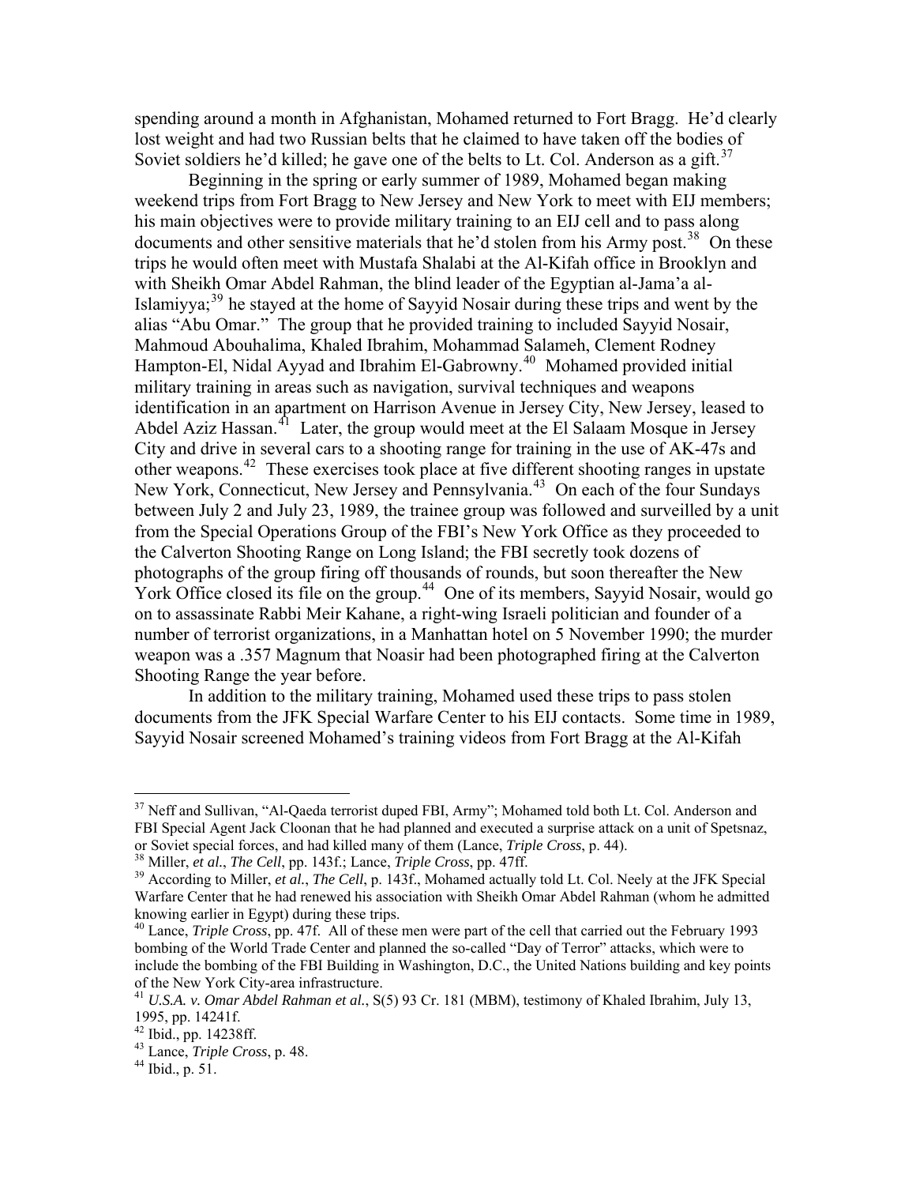spending around a month in Afghanistan, Mohamed returned to Fort Bragg. He'd clearly lost weight and had two Russian belts that he claimed to have taken off the bodies of Soviet soldiers he'd killed; he gave one of the belts to Lt. Col. Anderson as a gift.[37]

Beginning in the spring or early summer of 1989, Mohamed began making weekend trips from Fort Bragg to New Jersey and New York to meet with EIJ members; his main objectives were to provide military training to an EIJ cell and to pass along documents and other sensitive materials that he'd stolen from his Army post.[38] On these trips he would often meet with Mustafa Shalabi at the Al-Kifah office in Brooklyn and with Sheikh Omar Abdel Rahman, the blind leader of the Egyptian al-Jama'a al-Islamiyya;[39] he stayed at the home of Sayyid Nosair during these trips and went by the alias "Abu Omar." The group that he provided training to included Sayyid Nosair, Mahmoud Abouhalima, Khaled Ibrahim, Mohammad Salameh, Clement Rodney Hampton-El, Nidal Ayyad and Ibrahim El-Gabrowny.[40] Mohamed provided initial military training in areas such as navigation, survival techniques and weapons identification in an apartment on Harrison Avenue in Jersey City, New Jersey, leased to Abdel Aziz Hassan.[41] Later, the group would meet at the El Salaam Mosque in Jersey City and drive in several cars to a shooting range for training in the use of AK-47s and other weapons.[42] These exercises took place at five different shooting ranges in upstate New York, Connecticut, New Jersey and Pennsylvania.[43] On each of the four Sundays between July 2 and July 23, 1989, the trainee group was followed and surveilled by a unit from the Special Operations Group of the FBI's New York Office as they proceeded to the Calverton Shooting Range on Long Island; the FBI secretly took dozens of photographs of the group firing off thousands of rounds, but soon thereafter the New York Office closed its file on the group.[44] One of its members, Sayyid Nosair, would go on to assassinate Rabbi Meir Kahane, a right-wing Israeli politician and founder of a number of terrorist organizations, in a Manhattan hotel on 5 November 1990; the murder weapon was a .357 Magnum that Noasir had been photographed firing at the Calverton Shooting Range the year before.

In addition to the military training, Mohamed used these trips to pass stolen documents from the JFK Special Warfare Center to his EIJ contacts. Some time in 1989, Sayyid Nosair screened Mohamed's training videos from Fort Bragg at the Al-Kifah

---

[37] Neff and Sullivan, "Al-Qaeda terrorist duped FBI, Army"; Mohamed told both Lt. Col. Anderson and FBI Special Agent Jack Cloonan that he had planned and executed a surprise attack on a unit of Spetsnaz, or Soviet special forces, and had killed many of them (Lance, *Triple Cross*, p. 44).

[38] Miller, *et al.*, *The Cell*, pp. 143f.; Lance, *Triple Cross*, pp. 47ff.

[39] According to Miller, *et al.*, *The Cell*, p. 143f., Mohamed actually told Lt. Col. Neely at the JFK Special Warfare Center that he had renewed his association with Sheikh Omar Abdel Rahman (whom he admitted knowing earlier in Egypt) during these trips.

[40] Lance, *Triple Cross*, pp. 47f. All of these men were part of the cell that carried out the February 1993 bombing of the World Trade Center and planned the so-called "Day of Terror" attacks, which were to include the bombing of the FBI Building in Washington, D.C., the United Nations building and key points of the New York City-area infrastructure.

[41] *U.S.A. v. Omar Abdel Rahman et al.*, S(5) 93 Cr. 181 (MBM), testimony of Khaled Ibrahim, July 13, 1995, pp. 14241f.

[42] Ibid., pp. 14238ff.

[43] Lance, *Triple Cross*, p. 48.

[44] Ibid., p. 51.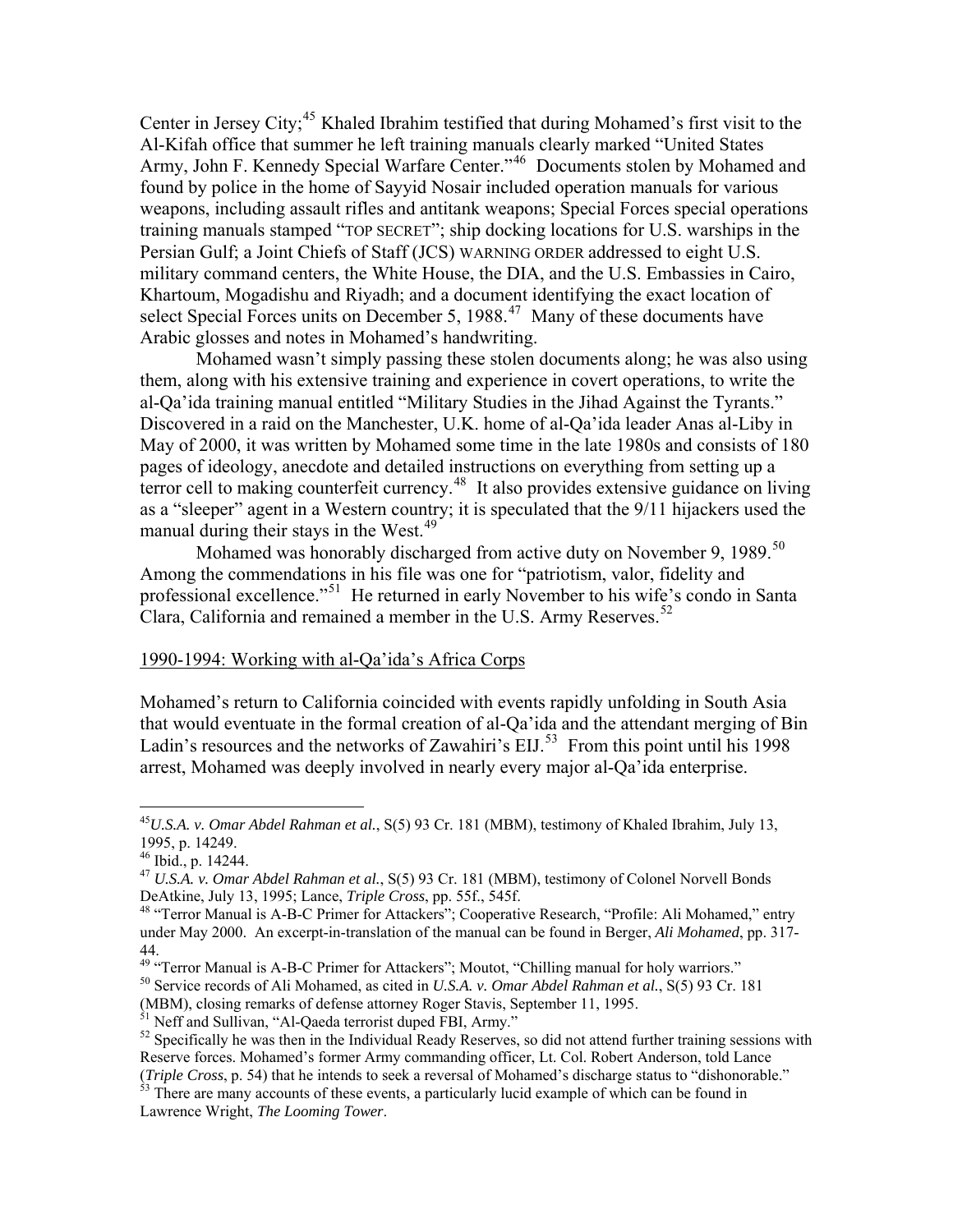Center in Jersey City;[45] Khaled Ibrahim testified that during Mohamed's first visit to the Al-Kifah office that summer he left training manuals clearly marked "United States Army, John F. Kennedy Special Warfare Center."[46] Documents stolen by Mohamed and found by police in the home of Sayyid Nosair included operation manuals for various weapons, including assault rifles and antitank weapons; Special Forces special operations training manuals stamped "TOP SECRET"; ship docking locations for U.S. warships in the Persian Gulf; a Joint Chiefs of Staff (JCS) WARNING ORDER addressed to eight U.S. military command centers, the White House, the DIA, and the U.S. Embassies in Cairo, Khartoum, Mogadishu and Riyadh; and a document identifying the exact location of select Special Forces units on December 5, 1988.[47] Many of these documents have Arabic glosses and notes in Mohamed's handwriting.

Mohamed wasn't simply passing these stolen documents along; he was also using them, along with his extensive training and experience in covert operations, to write the al-Qa'ida training manual entitled "Military Studies in the Jihad Against the Tyrants." Discovered in a raid on the Manchester, U.K. home of al-Qa'ida leader Anas al-Liby in May of 2000, it was written by Mohamed some time in the late 1980s and consists of 180 pages of ideology, anecdote and detailed instructions on everything from setting up a terror cell to making counterfeit currency.[48] It also provides extensive guidance on living as a "sleeper" agent in a Western country; it is speculated that the 9/11 hijackers used the manual during their stays in the West.[49]

Mohamed was honorably discharged from active duty on November 9, 1989.[50] Among the commendations in his file was one for "patriotism, valor, fidelity and professional excellence."[51] He returned in early November to his wife's condo in Santa Clara, California and remained a member in the U.S. Army Reserves.[52]

1990-1994: Working with al-Qa'ida's Africa Corps

Mohamed's return to California coincided with events rapidly unfolding in South Asia that would eventuate in the formal creation of al-Qa'ida and the attendant merging of Bin Ladin's resources and the networks of Zawahiri's EIJ.[53] From this point until his 1998 arrest, Mohamed was deeply involved in nearly every major al-Qa'ida enterprise.

---

[45] *U.S.A. v. Omar Abdel Rahman et al.*, S(5) 93 Cr. 181 (MBM), testimony of Khaled Ibrahim, July 13, 1995, p. 14249.

[46] Ibid., p. 14244.

[47] *U.S.A. v. Omar Abdel Rahman et al.*, S(5) 93 Cr. 181 (MBM), testimony of Colonel Norvell Bonds DeAtkine, July 13, 1995; Lance, *Triple Cross*, pp. 55f., 545f.

[48] "Terror Manual is A-B-C Primer for Attackers"; Cooperative Research, "Profile: Ali Mohamed," entry under May 2000. An excerpt-in-translation of the manual can be found in Berger, *Ali Mohamed*, pp. 317-44.

[49] "Terror Manual is A-B-C Primer for Attackers"; Moutot, "Chilling manual for holy warriors."

[50] Service records of Ali Mohamed, as cited in *U.S.A. v. Omar Abdel Rahman et al.*, S(5) 93 Cr. 181 (MBM), closing remarks of defense attorney Roger Stavis, September 11, 1995.

[51] Neff and Sullivan, "Al-Qaeda terrorist duped FBI, Army."

[52] Specifically he was then in the Individual Ready Reserves, so did not attend further training sessions with Reserve forces. Mohamed's former Army commanding officer, Lt. Col. Robert Anderson, told Lance (*Triple Cross*, p. 54) that he intends to seek a reversal of Mohamed's discharge status to "dishonorable."

[53] There are many accounts of these events, a particularly lucid example of which can be found in Lawrence Wright, *The Looming Tower*.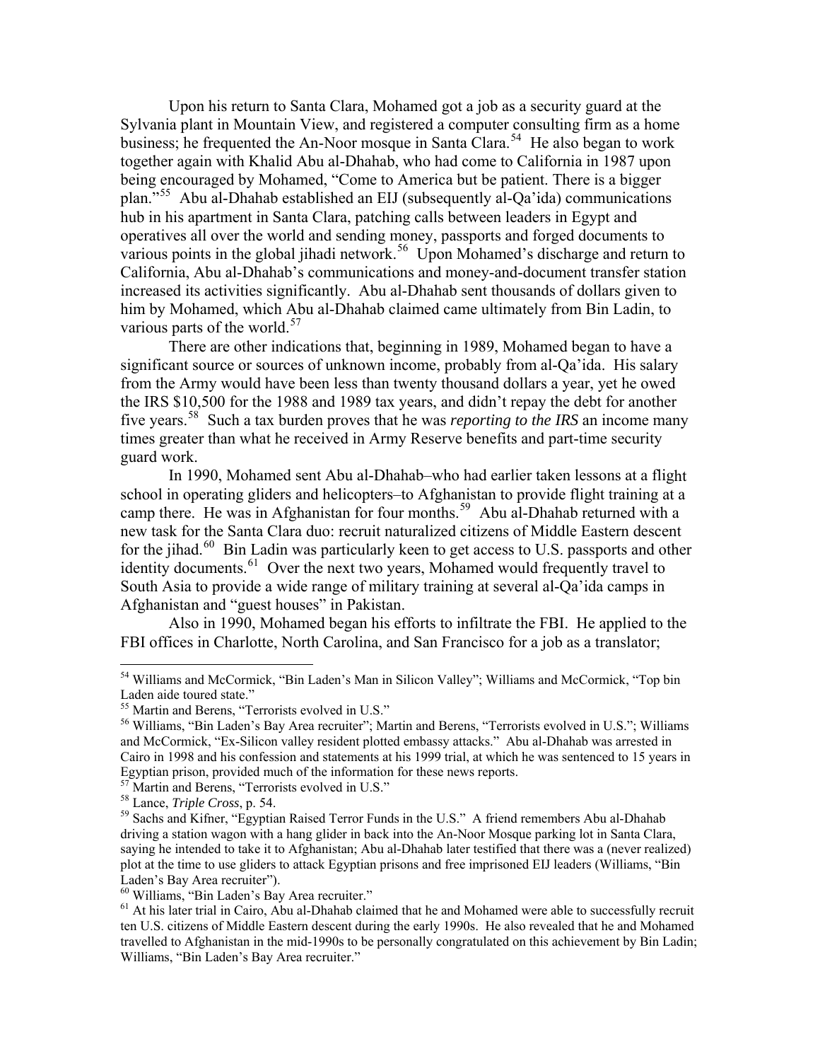Upon his return to Santa Clara, Mohamed got a job as a security guard at the Sylvania plant in Mountain View, and registered a computer consulting firm as a home business; he frequented the An-Noor mosque in Santa Clara.[54] He also began to work together again with Khalid Abu al-Dhahab, who had come to California in 1987 upon being encouraged by Mohamed, "Come to America but be patient. There is a bigger plan."[55] Abu al-Dhahab established an EIJ (subsequently al-Qa'ida) communications hub in his apartment in Santa Clara, patching calls between leaders in Egypt and operatives all over the world and sending money, passports and forged documents to various points in the global jihadi network.[56] Upon Mohamed's discharge and return to California, Abu al-Dhahab's communications and money-and-document transfer station increased its activities significantly. Abu al-Dhahab sent thousands of dollars given to him by Mohamed, which Abu al-Dhahab claimed came ultimately from Bin Ladin, to various parts of the world.[57]

There are other indications that, beginning in 1989, Mohamed began to have a significant source or sources of unknown income, probably from al-Qa'ida. His salary from the Army would have been less than twenty thousand dollars a year, yet he owed the IRS $10,500 for the 1988 and 1989 tax years, and didn't repay the debt for another five years.[58] Such a tax burden proves that he was *reporting to the IRS* an income many times greater than what he received in Army Reserve benefits and part-time security guard work.

In 1990, Mohamed sent Abu al-Dhahab–who had earlier taken lessons at a flight school in operating gliders and helicopters–to Afghanistan to provide flight training at a camp there. He was in Afghanistan for four months.[59] Abu al-Dhahab returned with a new task for the Santa Clara duo: recruit naturalized citizens of Middle Eastern descent for the jihad.[60] Bin Ladin was particularly keen to get access to U.S. passports and other identity documents.[61] Over the next two years, Mohamed would frequently travel to South Asia to provide a wide range of military training at several al-Qa'ida camps in Afghanistan and "guest houses" in Pakistan.

Also in 1990, Mohamed began his efforts to infiltrate the FBI. He applied to the FBI offices in Charlotte, North Carolina, and San Francisco for a job as a translator;

---

[54] Williams and McCormick, "Bin Laden's Man in Silicon Valley"; Williams and McCormick, "Top bin Laden aide toured state."

[55] Martin and Berens, "Terrorists evolved in U.S."

[56] Williams, "Bin Laden's Bay Area recruiter"; Martin and Berens, "Terrorists evolved in U.S."; Williams and McCormick, "Ex-Silicon valley resident plotted embassy attacks." Abu al-Dhahab was arrested in Cairo in 1998 and his confession and statements at his 1999 trial, at which he was sentenced to 15 years in Egyptian prison, provided much of the information for these news reports.

[57] Martin and Berens, "Terrorists evolved in U.S."

[58] Lance, *Triple Cross*, p. 54.

[59] Sachs and Kifner, "Egyptian Raised Terror Funds in the U.S." A friend remembers Abu al-Dhahab driving a station wagon with a hang glider in back into the An-Noor Mosque parking lot in Santa Clara, saying he intended to take it to Afghanistan; Abu al-Dhahab later testified that there was a (never realized) plot at the time to use gliders to attack Egyptian prisons and free imprisoned EIJ leaders (Williams, "Bin Laden's Bay Area recruiter").

[60] Williams, "Bin Laden's Bay Area recruiter."

[61] At his later trial in Cairo, Abu al-Dhahab claimed that he and Mohamed were able to successfully recruit ten U.S. citizens of Middle Eastern descent during the early 1990s. He also revealed that he and Mohamed travelled to Afghanistan in the mid-1990s to be personally congratulated on this achievement by Bin Ladin; Williams, "Bin Laden's Bay Area recruiter."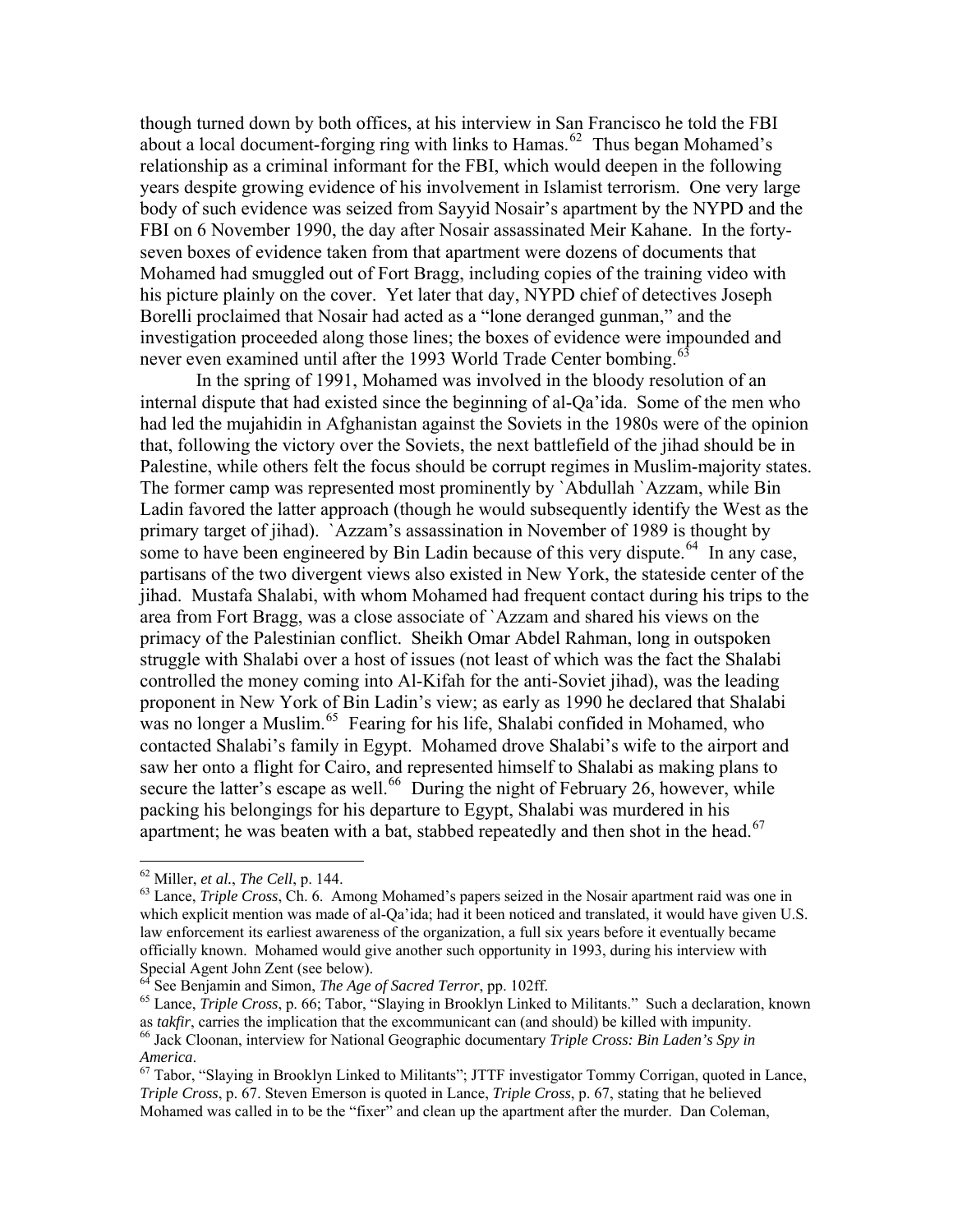though turned down by both offices, at his interview in San Francisco he told the FBI about a local document-forging ring with links to Hamas.[62] Thus began Mohamed's relationship as a criminal informant for the FBI, which would deepen in the following years despite growing evidence of his involvement in Islamist terrorism. One very large body of such evidence was seized from Sayyid Nosair's apartment by the NYPD and the FBI on 6 November 1990, the day after Nosair assassinated Meir Kahane. In the forty-seven boxes of evidence taken from that apartment were dozens of documents that Mohamed had smuggled out of Fort Bragg, including copies of the training video with his picture plainly on the cover. Yet later that day, NYPD chief of detectives Joseph Borelli proclaimed that Nosair had acted as a "lone deranged gunman," and the investigation proceeded along those lines; the boxes of evidence were impounded and never even examined until after the 1993 World Trade Center bombing.[63]

In the spring of 1991, Mohamed was involved in the bloody resolution of an internal dispute that had existed since the beginning of al-Qa'ida. Some of the men who had led the mujahidin in Afghanistan against the Soviets in the 1980s were of the opinion that, following the victory over the Soviets, the next battlefield of the jihad should be in Palestine, while others felt the focus should be corrupt regimes in Muslim-majority states. The former camp was represented most prominently by `Abdullah `Azzam, while Bin Ladin favored the latter approach (though he would subsequently identify the West as the primary target of jihad). `Azzam's assassination in November of 1989 is thought by some to have been engineered by Bin Ladin because of this very dispute.[64] In any case, partisans of the two divergent views also existed in New York, the stateside center of the jihad. Mustafa Shalabi, with whom Mohamed had frequent contact during his trips to the area from Fort Bragg, was a close associate of `Azzam and shared his views on the primacy of the Palestinian conflict. Sheikh Omar Abdel Rahman, long in outspoken struggle with Shalabi over a host of issues (not least of which was the fact the Shalabi controlled the money coming into Al-Kifah for the anti-Soviet jihad), was the leading proponent in New York of Bin Ladin's view; as early as 1990 he declared that Shalabi was no longer a Muslim.[65] Fearing for his life, Shalabi confided in Mohamed, who contacted Shalabi's family in Egypt. Mohamed drove Shalabi's wife to the airport and saw her onto a flight for Cairo, and represented himself to Shalabi as making plans to secure the latter's escape as well.[66] During the night of February 26, however, while packing his belongings for his departure to Egypt, Shalabi was murdered in his apartment; he was beaten with a bat, stabbed repeatedly and then shot in the head.[67]

---

[62] Miller, *et al.*, *The Cell*, p. 144.

[63] Lance, *Triple Cross*, Ch. 6. Among Mohamed's papers seized in the Nosair apartment raid was one in which explicit mention was made of al-Qa'ida; had it been noticed and translated, it would have given U.S. law enforcement its earliest awareness of the organization, a full six years before it eventually became officially known. Mohamed would give another such opportunity in 1993, during his interview with Special Agent John Zent (see below).

[64] See Benjamin and Simon, *The Age of Sacred Terror*, pp. 102ff.

[65] Lance, *Triple Cross*, p. 66; Tabor, "Slaying in Brooklyn Linked to Militants." Such a declaration, known as *takfir*, carries the implication that the excommunicant can (and should) be killed with impunity.

[66] Jack Cloonan, interview for National Geographic documentary *Triple Cross: Bin Laden's Spy in America*.

[67] Tabor, "Slaying in Brooklyn Linked to Militants"; JTTF investigator Tommy Corrigan, quoted in Lance, *Triple Cross*, p. 67. Steven Emerson is quoted in Lance, *Triple Cross*, p. 67, stating that he believed Mohamed was called in to be the "fixer" and clean up the apartment after the murder. Dan Coleman,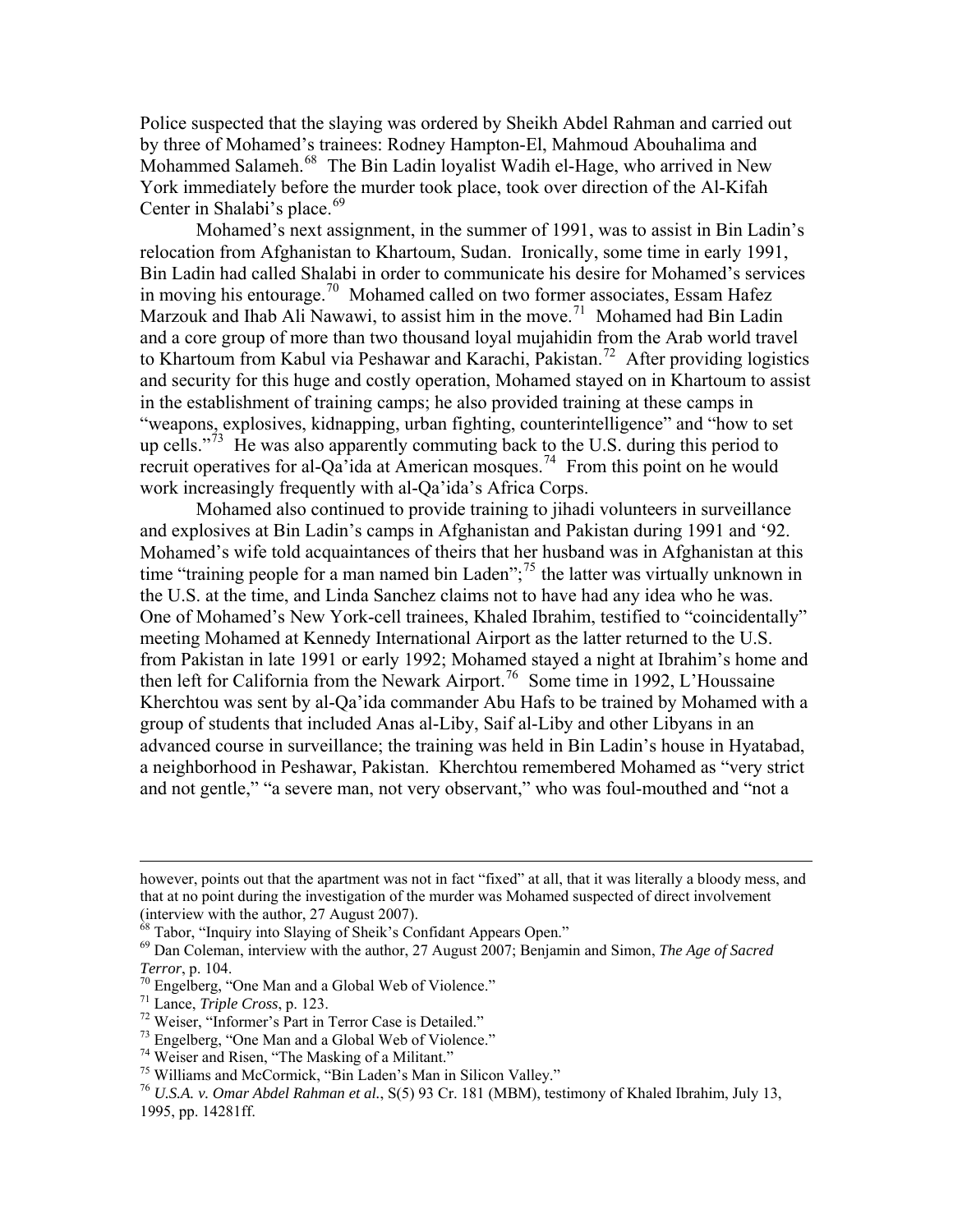Police suspected that the slaying was ordered by Sheikh Abdel Rahman and carried out by three of Mohamed's trainees: Rodney Hampton-El, Mahmoud Abouhalima and Mohammed Salameh.[68] The Bin Ladin loyalist Wadih el-Hage, who arrived in New York immediately before the murder took place, took over direction of the Al-Kifah Center in Shalabi's place.[69]

Mohamed's next assignment, in the summer of 1991, was to assist in Bin Ladin's relocation from Afghanistan to Khartoum, Sudan. Ironically, some time in early 1991, Bin Ladin had called Shalabi in order to communicate his desire for Mohamed's services in moving his entourage.[70] Mohamed called on two former associates, Essam Hafez Marzouk and Ihab Ali Nawawi, to assist him in the move.[71] Mohamed had Bin Ladin and a core group of more than two thousand loyal mujahidin from the Arab world travel to Khartoum from Kabul via Peshawar and Karachi, Pakistan.[72] After providing logistics and security for this huge and costly operation, Mohamed stayed on in Khartoum to assist in the establishment of training camps; he also provided training at these camps in "weapons, explosives, kidnapping, urban fighting, counterintelligence" and "how to set up cells."[73] He was also apparently commuting back to the U.S. during this period to recruit operatives for al-Qa'ida at American mosques.[74] From this point on he would work increasingly frequently with al-Qa'ida's Africa Corps.

Mohamed also continued to provide training to jihadi volunteers in surveillance and explosives at Bin Ladin's camps in Afghanistan and Pakistan during 1991 and '92. Mohamed's wife told acquaintances of theirs that her husband was in Afghanistan at this time "training people for a man named bin Laden";[75] the latter was virtually unknown in the U.S. at the time, and Linda Sanchez claims not to have had any idea who he was. One of Mohamed's New York-cell trainees, Khaled Ibrahim, testified to "coincidentally" meeting Mohamed at Kennedy International Airport as the latter returned to the U.S. from Pakistan in late 1991 or early 1992; Mohamed stayed a night at Ibrahim's home and then left for California from the Newark Airport.[76] Some time in 1992, L'Houssaine Kherchtou was sent by al-Qa'ida commander Abu Hafs to be trained by Mohamed with a group of students that included Anas al-Liby, Saif al-Liby and other Libyans in an advanced course in surveillance; the training was held in Bin Ladin's house in Hyatabad, a neighborhood in Peshawar, Pakistan. Kherchtou remembered Mohamed as "very strict and not gentle," "a severe man, not very observant," who was foul-mouthed and "not a

---

however, points out that the apartment was not in fact "fixed" at all, that it was literally a bloody mess, and that at no point during the investigation of the murder was Mohamed suspected of direct involvement (interview with the author, 27 August 2007).

[68] Tabor, "Inquiry into Slaying of Sheik's Confidant Appears Open."

[69] Dan Coleman, interview with the author, 27 August 2007; Benjamin and Simon, *The Age of Sacred Terror*, p. 104.

[70] Engelberg, "One Man and a Global Web of Violence."

[71] Lance, *Triple Cross*, p. 123.

[72] Weiser, "Informer's Part in Terror Case is Detailed."

[73] Engelberg, "One Man and a Global Web of Violence."

[74] Weiser and Risen, "The Masking of a Militant."

[75] Williams and McCormick, "Bin Laden's Man in Silicon Valley."

[76] *U.S.A. v. Omar Abdel Rahman et al.*, S(5) 93 Cr. 181 (MBM), testimony of Khaled Ibrahim, July 13, 1995, pp. 14281ff.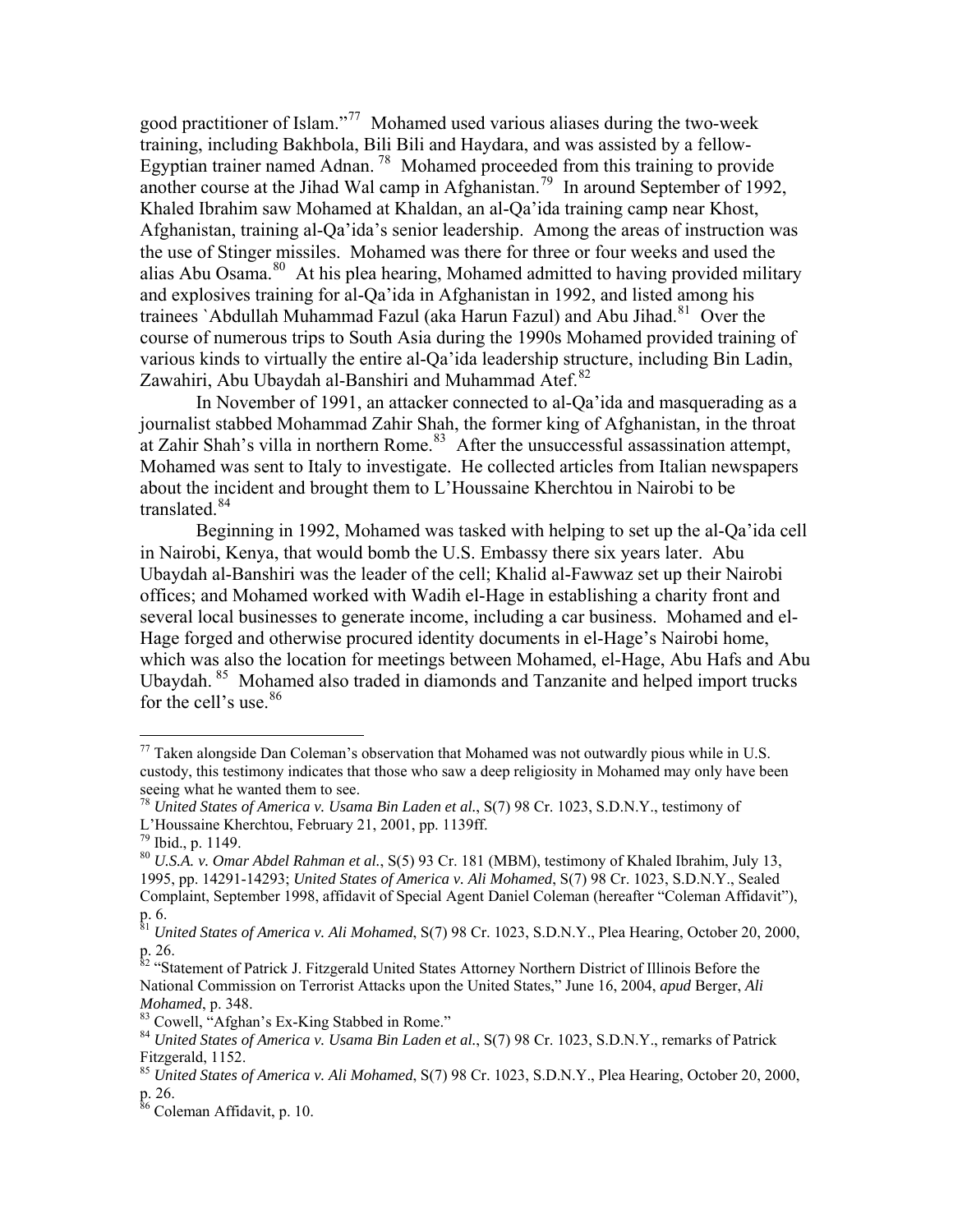good practitioner of Islam."[77] Mohamed used various aliases during the two-week training, including Bakhbola, Bili Bili and Haydara, and was assisted by a fellow-Egyptian trainer named Adnan. [78] Mohamed proceeded from this training to provide another course at the Jihad Wal camp in Afghanistan.[79] In around September of 1992, Khaled Ibrahim saw Mohamed at Khaldan, an al-Qa'ida training camp near Khost, Afghanistan, training al-Qa'ida's senior leadership. Among the areas of instruction was the use of Stinger missiles. Mohamed was there for three or four weeks and used the alias Abu Osama.[80] At his plea hearing, Mohamed admitted to having provided military and explosives training for al-Qa'ida in Afghanistan in 1992, and listed among his trainees `Abdullah Muhammad Fazul (aka Harun Fazul) and Abu Jihad.[81] Over the course of numerous trips to South Asia during the 1990s Mohamed provided training of various kinds to virtually the entire al-Qa'ida leadership structure, including Bin Ladin, Zawahiri, Abu Ubaydah al-Banshiri and Muhammad Atef.[82]

In November of 1991, an attacker connected to al-Qa'ida and masquerading as a journalist stabbed Mohammad Zahir Shah, the former king of Afghanistan, in the throat at Zahir Shah's villa in northern Rome.[83] After the unsuccessful assassination attempt, Mohamed was sent to Italy to investigate. He collected articles from Italian newspapers about the incident and brought them to L'Houssaine Kherchtou in Nairobi to be translated.[84]

Beginning in 1992, Mohamed was tasked with helping to set up the al-Qa'ida cell in Nairobi, Kenya, that would bomb the U.S. Embassy there six years later. Abu Ubaydah al-Banshiri was the leader of the cell; Khalid al-Fawwaz set up their Nairobi offices; and Mohamed worked with Wadih el-Hage in establishing a charity front and several local businesses to generate income, including a car business. Mohamed and el-Hage forged and otherwise procured identity documents in el-Hage's Nairobi home, which was also the location for meetings between Mohamed, el-Hage, Abu Hafs and Abu Ubaydah. [85] Mohamed also traded in diamonds and Tanzanite and helped import trucks for the cell's use.[86]

---

[77] Taken alongside Dan Coleman's observation that Mohamed was not outwardly pious while in U.S. custody, this testimony indicates that those who saw a deep religiosity in Mohamed may only have been seeing what he wanted them to see.

[78] *United States of America v. Usama Bin Laden et al.*, S(7) 98 Cr. 1023, S.D.N.Y., testimony of L'Houssaine Kherchtou, February 21, 2001, pp. 1139ff.

[79] Ibid., p. 1149.

[80] *U.S.A. v. Omar Abdel Rahman et al.*, S(5) 93 Cr. 181 (MBM), testimony of Khaled Ibrahim, July 13, 1995, pp. 14291-14293; *United States of America v. Ali Mohamed*, S(7) 98 Cr. 1023, S.D.N.Y., Sealed Complaint, September 1998, affidavit of Special Agent Daniel Coleman (hereafter "Coleman Affidavit"), p. 6.

[81] *United States of America v. Ali Mohamed*, S(7) 98 Cr. 1023, S.D.N.Y., Plea Hearing, October 20, 2000, p. 26.

[82] "Statement of Patrick J. Fitzgerald United States Attorney Northern District of Illinois Before the National Commission on Terrorist Attacks upon the United States," June 16, 2004, *apud* Berger, *Ali Mohamed*, p. 348.

[83] Cowell, "Afghan's Ex-King Stabbed in Rome."

[84] *United States of America v. Usama Bin Laden et al.*, S(7) 98 Cr. 1023, S.D.N.Y., remarks of Patrick Fitzgerald, 1152.

[85] *United States of America v. Ali Mohamed*, S(7) 98 Cr. 1023, S.D.N.Y., Plea Hearing, October 20, 2000, p. 26.

[86] Coleman Affidavit, p. 10.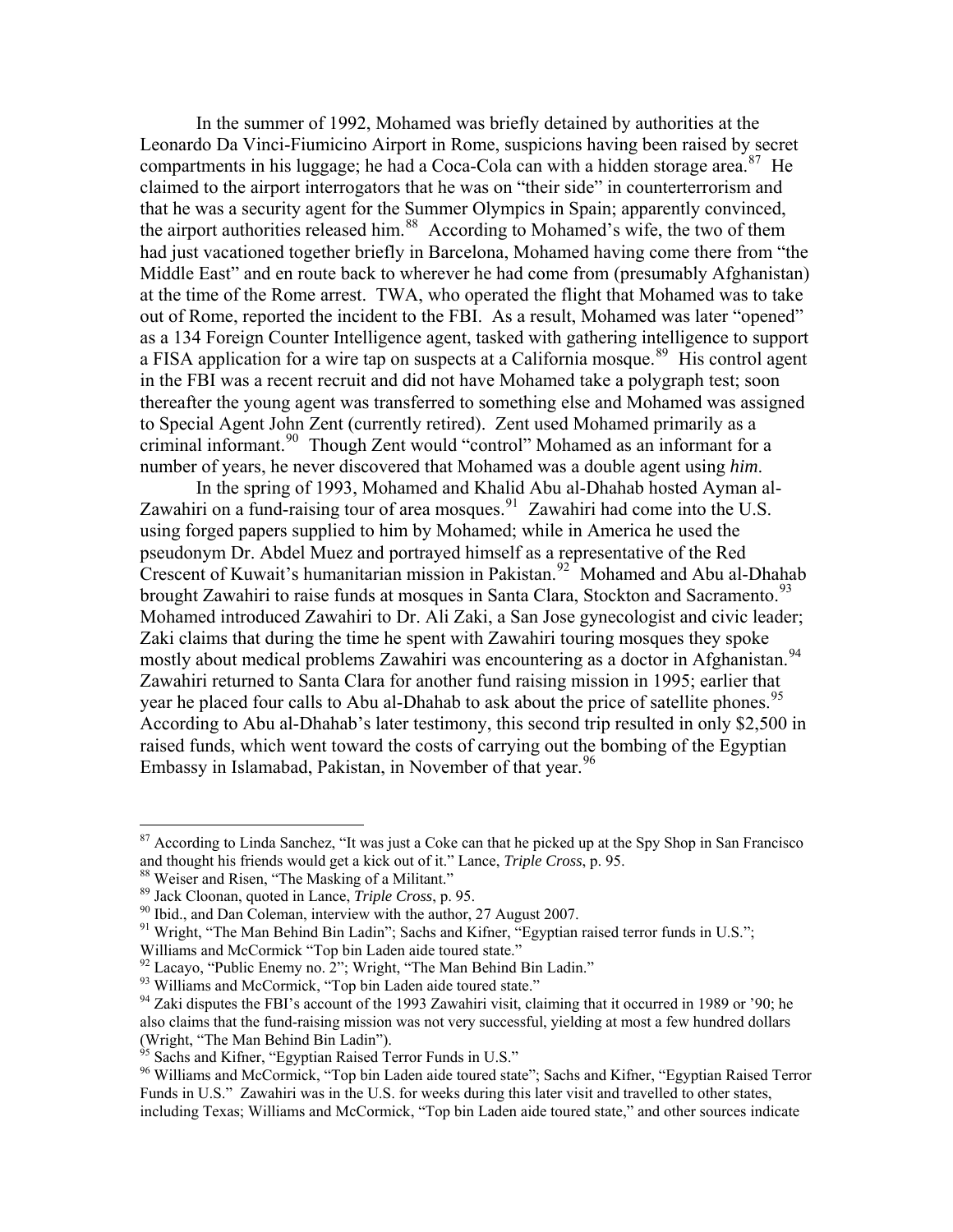In the summer of 1992, Mohamed was briefly detained by authorities at the Leonardo Da Vinci-Fiumicino Airport in Rome, suspicions having been raised by secret compartments in his luggage; he had a Coca-Cola can with a hidden storage area.[87] He claimed to the airport interrogators that he was on "their side" in counterterrorism and that he was a security agent for the Summer Olympics in Spain; apparently convinced, the airport authorities released him.[88] According to Mohamed's wife, the two of them had just vacationed together briefly in Barcelona, Mohamed having come there from "the Middle East" and en route back to wherever he had come from (presumably Afghanistan) at the time of the Rome arrest. TWA, who operated the flight that Mohamed was to take out of Rome, reported the incident to the FBI. As a result, Mohamed was later "opened" as a 134 Foreign Counter Intelligence agent, tasked with gathering intelligence to support a FISA application for a wire tap on suspects at a California mosque.[89] His control agent in the FBI was a recent recruit and did not have Mohamed take a polygraph test; soon thereafter the young agent was transferred to something else and Mohamed was assigned to Special Agent John Zent (currently retired). Zent used Mohamed primarily as a criminal informant.[90] Though Zent would "control" Mohamed as an informant for a number of years, he never discovered that Mohamed was a double agent using *him*.

In the spring of 1993, Mohamed and Khalid Abu al-Dhahab hosted Ayman al-Zawahiri on a fund-raising tour of area mosques.[91] Zawahiri had come into the U.S. using forged papers supplied to him by Mohamed; while in America he used the pseudonym Dr. Abdel Muez and portrayed himself as a representative of the Red Crescent of Kuwait's humanitarian mission in Pakistan.[92] Mohamed and Abu al-Dhahab brought Zawahiri to raise funds at mosques in Santa Clara, Stockton and Sacramento.[93] Mohamed introduced Zawahiri to Dr. Ali Zaki, a San Jose gynecologist and civic leader; Zaki claims that during the time he spent with Zawahiri touring mosques they spoke mostly about medical problems Zawahiri was encountering as a doctor in Afghanistan.[94] Zawahiri returned to Santa Clara for another fund raising mission in 1995; earlier that year he placed four calls to Abu al-Dhahab to ask about the price of satellite phones.[95] According to Abu al-Dhahab's later testimony, this second trip resulted in only $2,500 in raised funds, which went toward the costs of carrying out the bombing of the Egyptian Embassy in Islamabad, Pakistan, in November of that year.[96]

---

[87] According to Linda Sanchez, "It was just a Coke can that he picked up at the Spy Shop in San Francisco and thought his friends would get a kick out of it." Lance, *Triple Cross*, p. 95.

[88] Weiser and Risen, "The Masking of a Militant."

[89] Jack Cloonan, quoted in Lance, *Triple Cross*, p. 95.

[90] Ibid., and Dan Coleman, interview with the author, 27 August 2007.

[91] Wright, "The Man Behind Bin Ladin"; Sachs and Kifner, "Egyptian raised terror funds in U.S."; Williams and McCormick "Top bin Laden aide toured state."

[92] Lacayo, "Public Enemy no. 2"; Wright, "The Man Behind Bin Ladin."

[93] Williams and McCormick, "Top bin Laden aide toured state."

[94] Zaki disputes the FBI's account of the 1993 Zawahiri visit, claiming that it occurred in 1989 or '90; he also claims that the fund-raising mission was not very successful, yielding at most a few hundred dollars (Wright, "The Man Behind Bin Ladin").

[95] Sachs and Kifner, "Egyptian Raised Terror Funds in U.S."

[96] Williams and McCormick, "Top bin Laden aide toured state"; Sachs and Kifner, "Egyptian Raised Terror Funds in U.S." Zawahiri was in the U.S. for weeks during this later visit and travelled to other states, including Texas; Williams and McCormick, "Top bin Laden aide toured state," and other sources indicate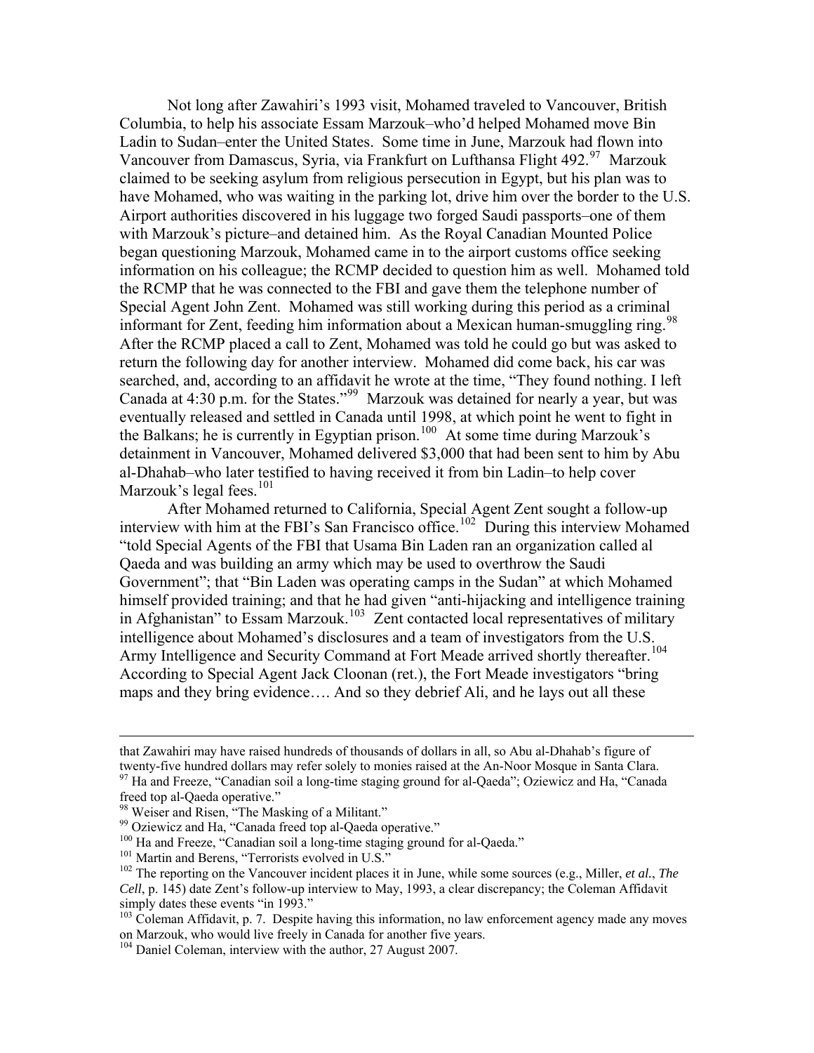Not long after Zawahiri's 1993 visit, Mohamed traveled to Vancouver, British Columbia, to help his associate Essam Marzouk–who'd helped Mohamed move Bin Ladin to Sudan–enter the United States. Some time in June, Marzouk had flown into Vancouver from Damascus, Syria, via Frankfurt on Lufthansa Flight 492.[97] Marzouk claimed to be seeking asylum from religious persecution in Egypt, but his plan was to have Mohamed, who was waiting in the parking lot, drive him over the border to the U.S. Airport authorities discovered in his luggage two forged Saudi passports–one of them with Marzouk's picture–and detained him. As the Royal Canadian Mounted Police began questioning Marzouk, Mohamed came in to the airport customs office seeking information on his colleague; the RCMP decided to question him as well. Mohamed told the RCMP that he was connected to the FBI and gave them the telephone number of Special Agent John Zent. Mohamed was still working during this period as a criminal informant for Zent, feeding him information about a Mexican human-smuggling ring.[98] After the RCMP placed a call to Zent, Mohamed was told he could go but was asked to return the following day for another interview. Mohamed did come back, his car was searched, and, according to an affidavit he wrote at the time, "They found nothing. I left Canada at 4:30 p.m. for the States."[99] Marzouk was detained for nearly a year, but was eventually released and settled in Canada until 1998, at which point he went to fight in the Balkans; he is currently in Egyptian prison.[100] At some time during Marzouk's detainment in Vancouver, Mohamed delivered $3,000 that had been sent to him by Abu al-Dhahab–who later testified to having received it from bin Ladin–to help cover Marzouk's legal fees.[101]

After Mohamed returned to California, Special Agent Zent sought a follow-up interview with him at the FBI's San Francisco office.[102] During this interview Mohamed "told Special Agents of the FBI that Usama Bin Laden ran an organization called al Qaeda and was building an army which may be used to overthrow the Saudi Government"; that "Bin Laden was operating camps in the Sudan" at which Mohamed himself provided training; and that he had given "anti-hijacking and intelligence training in Afghanistan" to Essam Marzouk.[103] Zent contacted local representatives of military intelligence about Mohamed's disclosures and a team of investigators from the U.S. Army Intelligence and Security Command at Fort Meade arrived shortly thereafter.[104] According to Special Agent Jack Cloonan (ret.), the Fort Meade investigators "bring maps and they bring evidence…. And so they debrief Ali, and he lays out all these

---

that Zawahiri may have raised hundreds of thousands of dollars in all, so Abu al-Dhahab's figure of twenty-five hundred dollars may refer solely to monies raised at the An-Noor Mosque in Santa Clara.

[97] Ha and Freeze, "Canadian soil a long-time staging ground for al-Qaeda"; Oziewicz and Ha, "Canada freed top al-Qaeda operative."

[98] Weiser and Risen, "The Masking of a Militant."

[99] Oziewicz and Ha, "Canada freed top al-Qaeda operative."

[100] Ha and Freeze, "Canadian soil a long-time staging ground for al-Qaeda."

[101] Martin and Berens, "Terrorists evolved in U.S."

[102] The reporting on the Vancouver incident places it in June, while some sources (e.g., Miller, *et al.*, *The Cell*, p. 145) date Zent's follow-up interview to May, 1993, a clear discrepancy; the Coleman Affidavit simply dates these events "in 1993."

[103] Coleman Affidavit, p. 7. Despite having this information, no law enforcement agency made any moves on Marzouk, who would live freely in Canada for another five years.

[104] Daniel Coleman, interview with the author, 27 August 2007.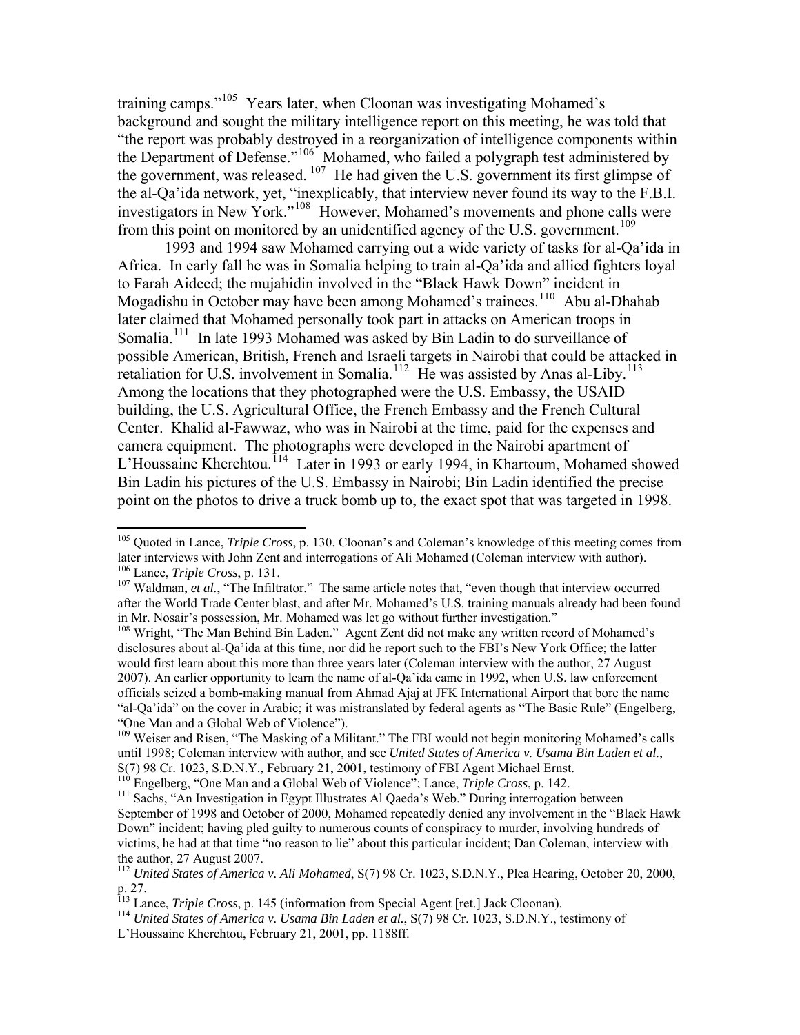training camps."[105] Years later, when Cloonan was investigating Mohamed's background and sought the military intelligence report on this meeting, he was told that "the report was probably destroyed in a reorganization of intelligence components within the Department of Defense."[106] Mohamed, who failed a polygraph test administered by the government, was released.[107] He had given the U.S. government its first glimpse of the al-Qa'ida network, yet, "inexplicably, that interview never found its way to the F.B.I. investigators in New York."[108] However, Mohamed's movements and phone calls were from this point on monitored by an unidentified agency of the U.S. government.[109]

1993 and 1994 saw Mohamed carrying out a wide variety of tasks for al-Qa'ida in Africa. In early fall he was in Somalia helping to train al-Qa'ida and allied fighters loyal to Farah Aideed; the mujahidin involved in the "Black Hawk Down" incident in Mogadishu in October may have been among Mohamed's trainees.[110] Abu al-Dhahab later claimed that Mohamed personally took part in attacks on American troops in Somalia.[111] In late 1993 Mohamed was asked by Bin Ladin to do surveillance of possible American, British, French and Israeli targets in Nairobi that could be attacked in retaliation for U.S. involvement in Somalia.[112] He was assisted by Anas al-Liby.[113] Among the locations that they photographed were the U.S. Embassy, the USAID building, the U.S. Agricultural Office, the French Embassy and the French Cultural Center. Khalid al-Fawwaz, who was in Nairobi at the time, paid for the expenses and camera equipment. The photographs were developed in the Nairobi apartment of L'Houssaine Kherchtou.[114] Later in 1993 or early 1994, in Khartoum, Mohamed showed Bin Ladin his pictures of the U.S. Embassy in Nairobi; Bin Ladin identified the precise point on the photos to drive a truck bomb up to, the exact spot that was targeted in 1998.

---

[105] Quoted in Lance, *Triple Cross*, p. 130. Cloonan's and Coleman's knowledge of this meeting comes from later interviews with John Zent and interrogations of Ali Mohamed (Coleman interview with author).

[106] Lance, *Triple Cross*, p. 131.

[107] Waldman, *et al.*, "The Infiltrator." The same article notes that, "even though that interview occurred after the World Trade Center blast, and after Mr. Mohamed's U.S. training manuals already had been found in Mr. Nosair's possession, Mr. Mohamed was let go without further investigation."

[108] Wright, "The Man Behind Bin Laden." Agent Zent did not make any written record of Mohamed's disclosures about al-Qa'ida at this time, nor did he report such to the FBI's New York Office; the latter would first learn about this more than three years later (Coleman interview with the author, 27 August 2007). An earlier opportunity to learn the name of al-Qa'ida came in 1992, when U.S. law enforcement officials seized a bomb-making manual from Ahmad Ajaj at JFK International Airport that bore the name "al-Qa'ida" on the cover in Arabic; it was mistranslated by federal agents as "The Basic Rule" (Engelberg, "One Man and a Global Web of Violence").

[109] Weiser and Risen, "The Masking of a Militant." The FBI would not begin monitoring Mohamed's calls until 1998; Coleman interview with author, and see *United States of America v. Usama Bin Laden et al.*, S(7) 98 Cr. 1023, S.D.N.Y., February 21, 2001, testimony of FBI Agent Michael Ernst.

[110] Engelberg, "One Man and a Global Web of Violence"; Lance, *Triple Cross*, p. 142.

[111] Sachs, "An Investigation in Egypt Illustrates Al Qaeda's Web." During interrogation between September of 1998 and October of 2000, Mohamed repeatedly denied any involvement in the "Black Hawk Down" incident; having pled guilty to numerous counts of conspiracy to murder, involving hundreds of victims, he had at that time "no reason to lie" about this particular incident; Dan Coleman, interview with the author, 27 August 2007.

[112] *United States of America v. Ali Mohamed*, S(7) 98 Cr. 1023, S.D.N.Y., Plea Hearing, October 20, 2000, p. 27.

[113] Lance, *Triple Cross*, p. 145 (information from Special Agent [ret.] Jack Cloonan).

[114] *United States of America v. Usama Bin Laden et al.*, S(7) 98 Cr. 1023, S.D.N.Y., testimony of L'Houssaine Kherchtou, February 21, 2001, pp. 1188ff.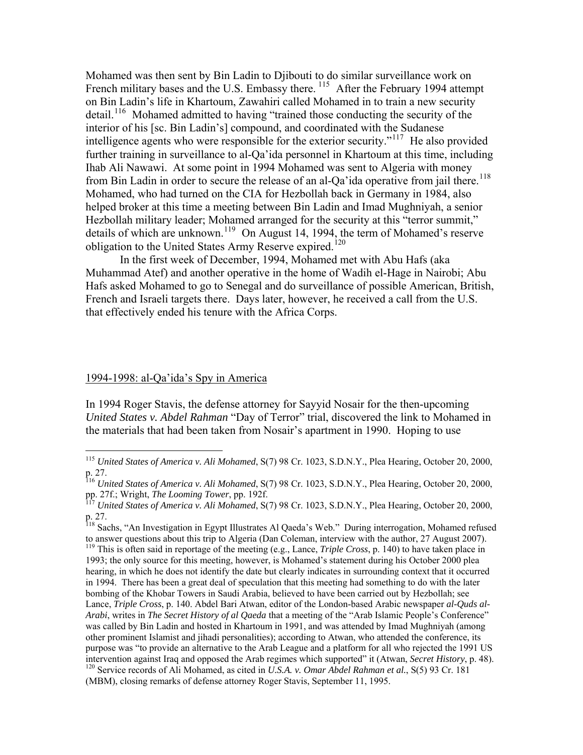Mohamed was then sent by Bin Ladin to Djibouti to do similar surveillance work on French military bases and the U.S. Embassy there. [115] After the February 1994 attempt on Bin Ladin's life in Khartoum, Zawahiri called Mohamed in to train a new security detail.[116] Mohamed admitted to having "trained those conducting the security of the interior of his [sc. Bin Ladin's] compound, and coordinated with the Sudanese intelligence agents who were responsible for the exterior security."[117] He also provided further training in surveillance to al-Qa'ida personnel in Khartoum at this time, including Ihab Ali Nawawi. At some point in 1994 Mohamed was sent to Algeria with money from Bin Ladin in order to secure the release of an al-Qa'ida operative from jail there.[118] Mohamed, who had turned on the CIA for Hezbollah back in Germany in 1984, also helped broker at this time a meeting between Bin Ladin and Imad Mughniyah, a senior Hezbollah military leader; Mohamed arranged for the security at this "terror summit," details of which are unknown.[119] On August 14, 1994, the term of Mohamed's reserve obligation to the United States Army Reserve expired.[120]

In the first week of December, 1994, Mohamed met with Abu Hafs (aka Muhammad Atef) and another operative in the home of Wadih el-Hage in Nairobi; Abu Hafs asked Mohamed to go to Senegal and do surveillance of possible American, British, French and Israeli targets there. Days later, however, he received a call from the U.S. that effectively ended his tenure with the Africa Corps.

## 1994-1998: al-Qa'ida's Spy in America

In 1994 Roger Stavis, the defense attorney for Sayyid Nosair for the then-upcoming *United States v. Abdel Rahman* "Day of Terror" trial, discovered the link to Mohamed in the materials that had been taken from Nosair's apartment in 1990. Hoping to use

---

[115] *United States of America v. Ali Mohamed*, S(7) 98 Cr. 1023, S.D.N.Y., Plea Hearing, October 20, 2000, p. 27.

[116] *United States of America v. Ali Mohamed*, S(7) 98 Cr. 1023, S.D.N.Y., Plea Hearing, October 20, 2000, pp. 27f.; Wright, *The Looming Tower*, pp. 192f.

[117] *United States of America v. Ali Mohamed*, S(7) 98 Cr. 1023, S.D.N.Y., Plea Hearing, October 20, 2000, p. 27.

[118] Sachs, "An Investigation in Egypt Illustrates Al Qaeda's Web." During interrogation, Mohamed refused to answer questions about this trip to Algeria (Dan Coleman, interview with the author, 27 August 2007).

[119] This is often said in reportage of the meeting (e.g., Lance, *Triple Cross*, p. 140) to have taken place in 1993; the only source for this meeting, however, is Mohamed's statement during his October 2000 plea hearing, in which he does not identify the date but clearly indicates in surrounding context that it occurred in 1994. There has been a great deal of speculation that this meeting had something to do with the later bombing of the Khobar Towers in Saudi Arabia, believed to have been carried out by Hezbollah; see Lance, *Triple Cross*, p. 140. Abdel Bari Atwan, editor of the London-based Arabic newspaper *al-Quds al-Arabi*, writes in *The Secret History of al Qaeda* that a meeting of the "Arab Islamic People's Conference" was called by Bin Ladin and hosted in Khartoum in 1991, and was attended by Imad Mughniyah (among other prominent Islamist and jihadi personalities); according to Atwan, who attended the conference, its purpose was "to provide an alternative to the Arab League and a platform for all who rejected the 1991 US intervention against Iraq and opposed the Arab regimes which supported" it (Atwan, *Secret History*, p. 48).

[120] Service records of Ali Mohamed, as cited in *U.S.A. v. Omar Abdel Rahman et al.*, S(5) 93 Cr. 181 (MBM), closing remarks of defense attorney Roger Stavis, September 11, 1995.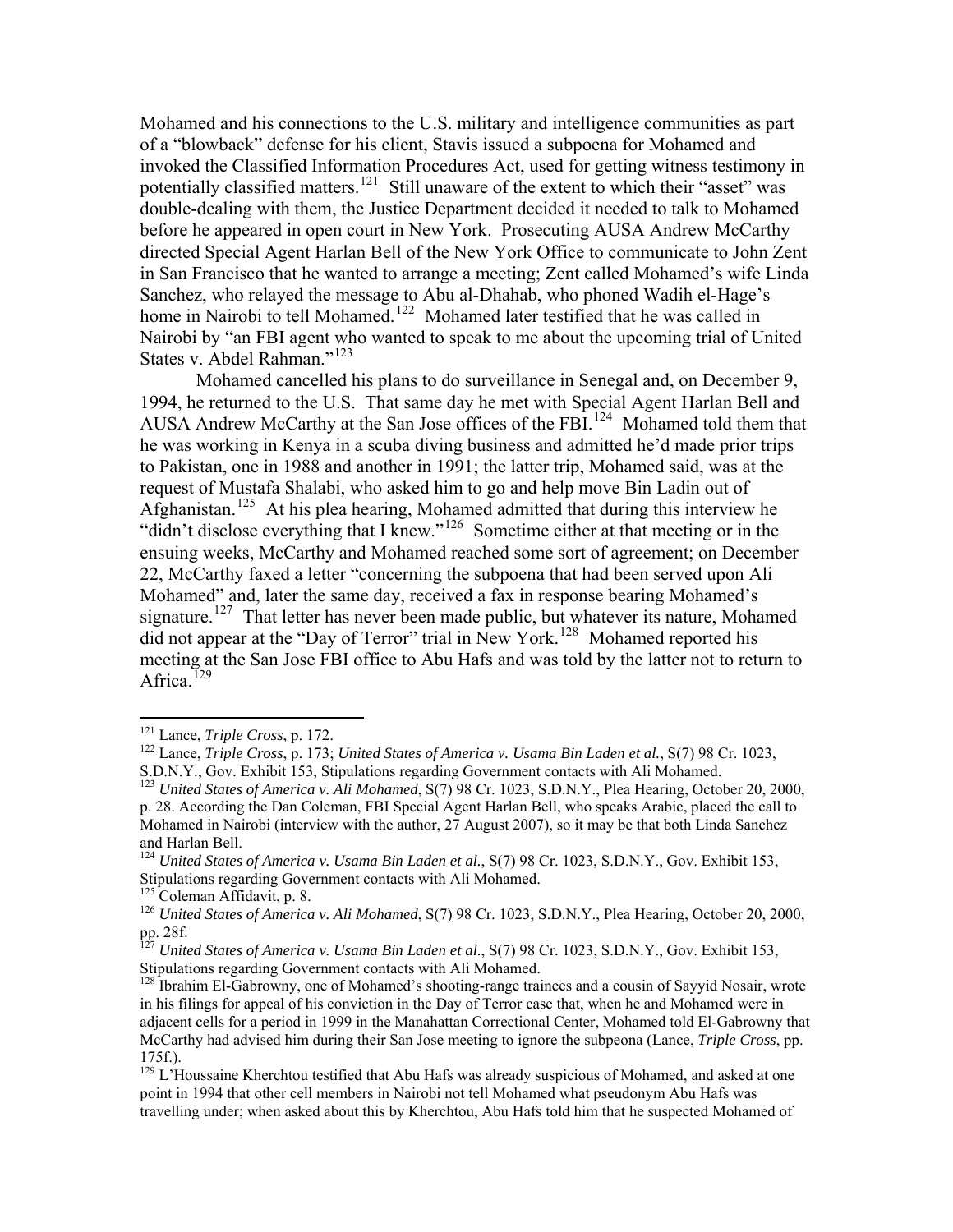Mohamed and his connections to the U.S. military and intelligence communities as part of a "blowback" defense for his client, Stavis issued a subpoena for Mohamed and invoked the Classified Information Procedures Act, used for getting witness testimony in potentially classified matters.[121] Still unaware of the extent to which their "asset" was double-dealing with them, the Justice Department decided it needed to talk to Mohamed before he appeared in open court in New York. Prosecuting AUSA Andrew McCarthy directed Special Agent Harlan Bell of the New York Office to communicate to John Zent in San Francisco that he wanted to arrange a meeting; Zent called Mohamed's wife Linda Sanchez, who relayed the message to Abu al-Dhahab, who phoned Wadih el-Hage's home in Nairobi to tell Mohamed.[122] Mohamed later testified that he was called in Nairobi by "an FBI agent who wanted to speak to me about the upcoming trial of United States v. Abdel Rahman."[123]

Mohamed cancelled his plans to do surveillance in Senegal and, on December 9, 1994, he returned to the U.S. That same day he met with Special Agent Harlan Bell and AUSA Andrew McCarthy at the San Jose offices of the FBI.[124] Mohamed told them that he was working in Kenya in a scuba diving business and admitted he'd made prior trips to Pakistan, one in 1988 and another in 1991; the latter trip, Mohamed said, was at the request of Mustafa Shalabi, who asked him to go and help move Bin Ladin out of Afghanistan.[125] At his plea hearing, Mohamed admitted that during this interview he "didn't disclose everything that I knew."[126] Sometime either at that meeting or in the ensuing weeks, McCarthy and Mohamed reached some sort of agreement; on December 22, McCarthy faxed a letter "concerning the subpoena that had been served upon Ali Mohamed" and, later the same day, received a fax in response bearing Mohamed's signature.[127] That letter has never been made public, but whatever its nature, Mohamed did not appear at the "Day of Terror" trial in New York.[128] Mohamed reported his meeting at the San Jose FBI office to Abu Hafs and was told by the latter not to return to Africa.[129]

---

[121] Lance, *Triple Cross*, p. 172.

[122] Lance, *Triple Cross*, p. 173; *United States of America v. Usama Bin Laden et al.*, S(7) 98 Cr. 1023, S.D.N.Y., Gov. Exhibit 153, Stipulations regarding Government contacts with Ali Mohamed.

[123] *United States of America v. Ali Mohamed*, S(7) 98 Cr. 1023, S.D.N.Y., Plea Hearing, October 20, 2000, p. 28. According the Dan Coleman, FBI Special Agent Harlan Bell, who speaks Arabic, placed the call to Mohamed in Nairobi (interview with the author, 27 August 2007), so it may be that both Linda Sanchez and Harlan Bell.

[124] *United States of America v. Usama Bin Laden et al.*, S(7) 98 Cr. 1023, S.D.N.Y., Gov. Exhibit 153, Stipulations regarding Government contacts with Ali Mohamed.

[125] Coleman Affidavit, p. 8.

[126] *United States of America v. Ali Mohamed*, S(7) 98 Cr. 1023, S.D.N.Y., Plea Hearing, October 20, 2000, pp. 28f.

[127] *United States of America v. Usama Bin Laden et al.*, S(7) 98 Cr. 1023, S.D.N.Y., Gov. Exhibit 153, Stipulations regarding Government contacts with Ali Mohamed.

[128] Ibrahim El-Gabrowny, one of Mohamed's shooting-range trainees and a cousin of Sayyid Nosair, wrote in his filings for appeal of his conviction in the Day of Terror case that, when he and Mohamed were in adjacent cells for a period in 1999 in the Manahattan Correctional Center, Mohamed told El-Gabrowny that McCarthy had advised him during their San Jose meeting to ignore the subpeona (Lance, *Triple Cross*, pp. 175f.).

[129] L'Houssaine Kherchtou testified that Abu Hafs was already suspicious of Mohamed, and asked at one point in 1994 that other cell members in Nairobi not tell Mohamed what pseudonym Abu Hafs was travelling under; when asked about this by Kherchtou, Abu Hafs told him that he suspected Mohamed of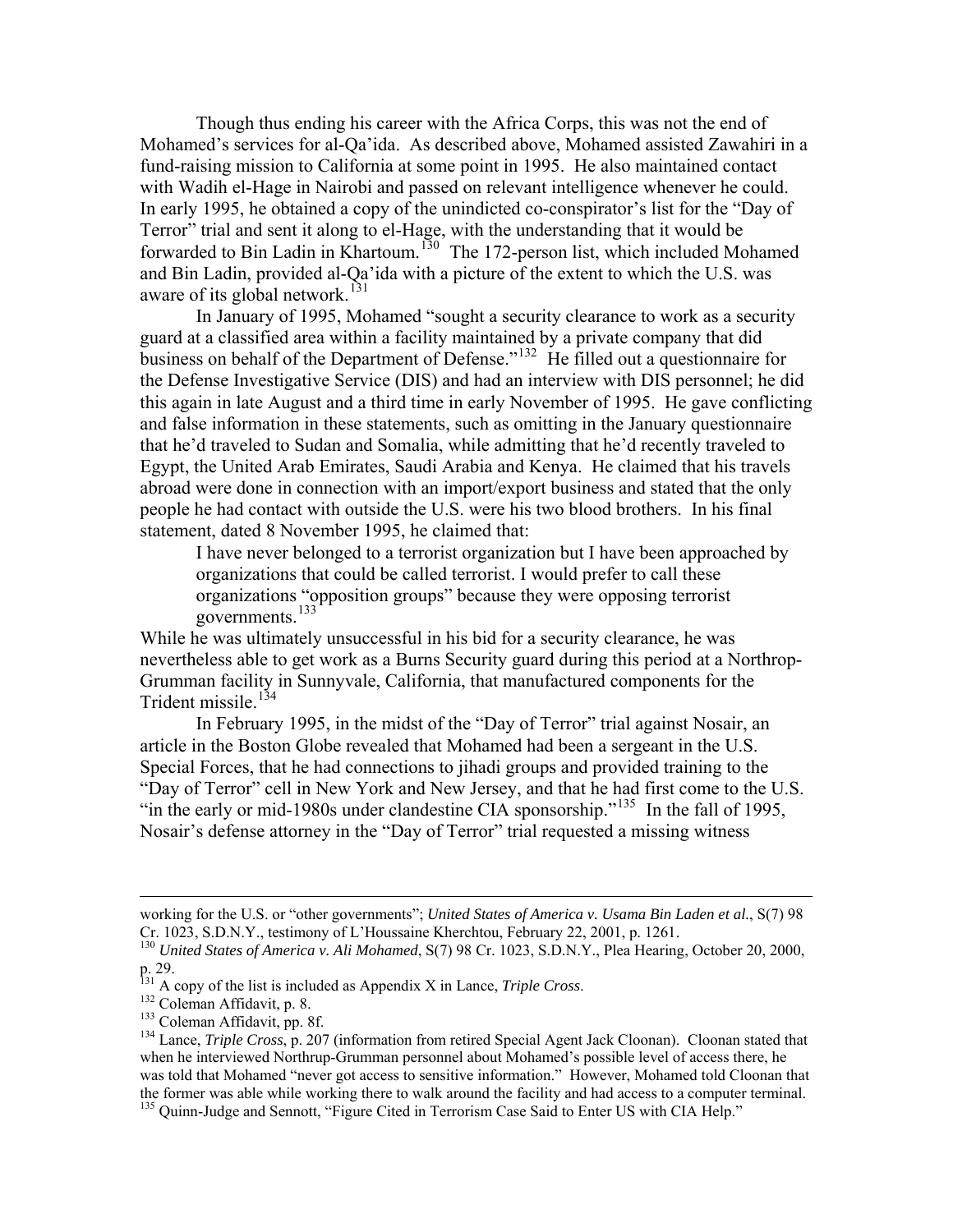Though thus ending his career with the Africa Corps, this was not the end of Mohamed's services for al-Qa'ida. As described above, Mohamed assisted Zawahiri in a fund-raising mission to California at some point in 1995. He also maintained contact with Wadih el-Hage in Nairobi and passed on relevant intelligence whenever he could. In early 1995, he obtained a copy of the unindicted co-conspirator's list for the "Day of Terror" trial and sent it along to el-Hage, with the understanding that it would be forwarded to Bin Ladin in Khartoum.[130] The 172-person list, which included Mohamed and Bin Ladin, provided al-Qa'ida with a picture of the extent to which the U.S. was aware of its global network.[131]

In January of 1995, Mohamed "sought a security clearance to work as a security guard at a classified area within a facility maintained by a private company that did business on behalf of the Department of Defense."[132] He filled out a questionnaire for the Defense Investigative Service (DIS) and had an interview with DIS personnel; he did this again in late August and a third time in early November of 1995. He gave conflicting and false information in these statements, such as omitting in the January questionnaire that he'd traveled to Sudan and Somalia, while admitting that he'd recently traveled to Egypt, the United Arab Emirates, Saudi Arabia and Kenya. He claimed that his travels abroad were done in connection with an import/export business and stated that the only people he had contact with outside the U.S. were his two blood brothers. In his final statement, dated 8 November 1995, he claimed that:

> I have never belonged to a terrorist organization but I have been approached by organizations that could be called terrorist. I would prefer to call these organizations "opposition groups" because they were opposing terrorist governments.[133]

While he was ultimately unsuccessful in his bid for a security clearance, he was nevertheless able to get work as a Burns Security guard during this period at a Northrop-Grumman facility in Sunnyvale, California, that manufactured components for the Trident missile.[134]

In February 1995, in the midst of the "Day of Terror" trial against Nosair, an article in the Boston Globe revealed that Mohamed had been a sergeant in the U.S. Special Forces, that he had connections to jihadi groups and provided training to the "Day of Terror" cell in New York and New Jersey, and that he had first come to the U.S. "in the early or mid-1980s under clandestine CIA sponsorship."[135] In the fall of 1995, Nosair's defense attorney in the "Day of Terror" trial requested a missing witness

---

working for the U.S. or "other governments"; *United States of America v. Usama Bin Laden et al.*, S(7) 98 Cr. 1023, S.D.N.Y., testimony of L'Houssaine Kherchtou, February 22, 2001, p. 1261.

[130] *United States of America v. Ali Mohamed*, S(7) 98 Cr. 1023, S.D.N.Y., Plea Hearing, October 20, 2000, p. 29.

[131] A copy of the list is included as Appendix X in Lance, *Triple Cross*.

[132] Coleman Affidavit, p. 8.

[133] Coleman Affidavit, pp. 8f.

[134] Lance, *Triple Cross*, p. 207 (information from retired Special Agent Jack Cloonan). Cloonan stated that when he interviewed Northrup-Grumman personnel about Mohamed's possible level of access there, he was told that Mohamed "never got access to sensitive information." However, Mohamed told Cloonan that the former was able while working there to walk around the facility and had access to a computer terminal.

[135] Quinn-Judge and Sennott, "Figure Cited in Terrorism Case Said to Enter US with CIA Help."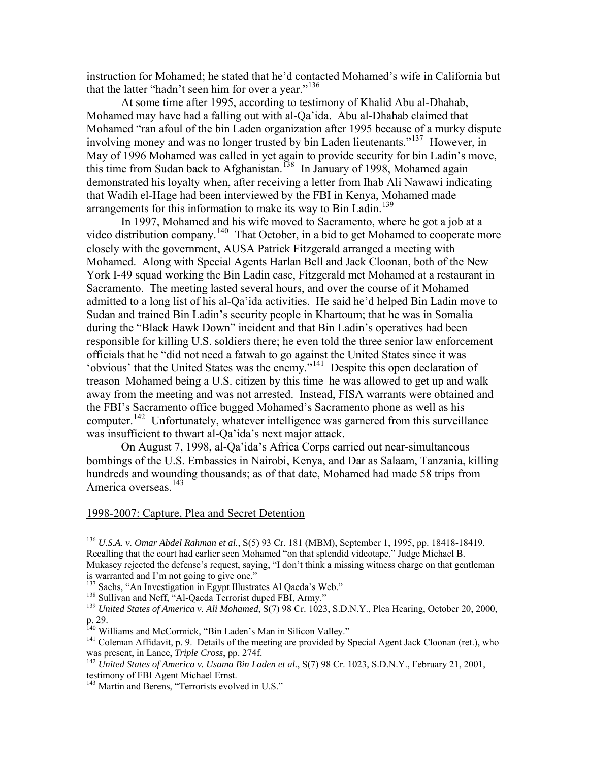instruction for Mohamed; he stated that he'd contacted Mohamed's wife in California but that the latter "hadn't seen him for over a year."[136]

At some time after 1995, according to testimony of Khalid Abu al-Dhahab, Mohamed may have had a falling out with al-Qa'ida. Abu al-Dhahab claimed that Mohamed "ran afoul of the bin Laden organization after 1995 because of a murky dispute involving money and was no longer trusted by bin Laden lieutenants."[137] However, in May of 1996 Mohamed was called in yet again to provide security for bin Ladin's move, this time from Sudan back to Afghanistan.[138] In January of 1998, Mohamed again demonstrated his loyalty when, after receiving a letter from Ihab Ali Nawawi indicating that Wadih el-Hage had been interviewed by the FBI in Kenya, Mohamed made arrangements for this information to make its way to Bin Ladin.[139]

In 1997, Mohamed and his wife moved to Sacramento, where he got a job at a video distribution company.[140] That October, in a bid to get Mohamed to cooperate more closely with the government, AUSA Patrick Fitzgerald arranged a meeting with Mohamed. Along with Special Agents Harlan Bell and Jack Cloonan, both of the New York I-49 squad working the Bin Ladin case, Fitzgerald met Mohamed at a restaurant in Sacramento. The meeting lasted several hours, and over the course of it Mohamed admitted to a long list of his al-Qa'ida activities. He said he'd helped Bin Ladin move to Sudan and trained Bin Ladin's security people in Khartoum; that he was in Somalia during the "Black Hawk Down" incident and that Bin Ladin's operatives had been responsible for killing U.S. soldiers there; he even told the three senior law enforcement officials that he "did not need a fatwah to go against the United States since it was 'obvious' that the United States was the enemy."[141] Despite this open declaration of treason–Mohamed being a U.S. citizen by this time–he was allowed to get up and walk away from the meeting and was not arrested. Instead, FISA warrants were obtained and the FBI's Sacramento office bugged Mohamed's Sacramento phone as well as his computer.[142] Unfortunately, whatever intelligence was garnered from this surveillance was insufficient to thwart al-Qa'ida's next major attack.

On August 7, 1998, al-Qa'ida's Africa Corps carried out near-simultaneous bombings of the U.S. Embassies in Nairobi, Kenya, and Dar as Salaam, Tanzania, killing hundreds and wounding thousands; as of that date, Mohamed had made 58 trips from America overseas.[143]

<u>1998-2007: Capture, Plea and Secret Detention</u>

---

[136] *U.S.A. v. Omar Abdel Rahman et al.*, S(5) 93 Cr. 181 (MBM), September 1, 1995, pp. 18418-18419. Recalling that the court had earlier seen Mohamed "on that splendid videotape," Judge Michael B. Mukasey rejected the defense's request, saying, "I don't think a missing witness charge on that gentleman is warranted and I'm not going to give one."

[137] Sachs, "An Investigation in Egypt Illustrates Al Qaeda's Web."

[138] Sullivan and Neff, "Al-Qaeda Terrorist duped FBI, Army."

[139] *United States of America v. Ali Mohamed*, S(7) 98 Cr. 1023, S.D.N.Y., Plea Hearing, October 20, 2000, p. 29.

[140] Williams and McCormick, "Bin Laden's Man in Silicon Valley."

[141] Coleman Affidavit, p. 9. Details of the meeting are provided by Special Agent Jack Cloonan (ret.), who was present, in Lance, *Triple Cross*, pp. 274f.

[142] *United States of America v. Usama Bin Laden et al.*, S(7) 98 Cr. 1023, S.D.N.Y., February 21, 2001, testimony of FBI Agent Michael Ernst.

[143] Martin and Berens, "Terrorists evolved in U.S."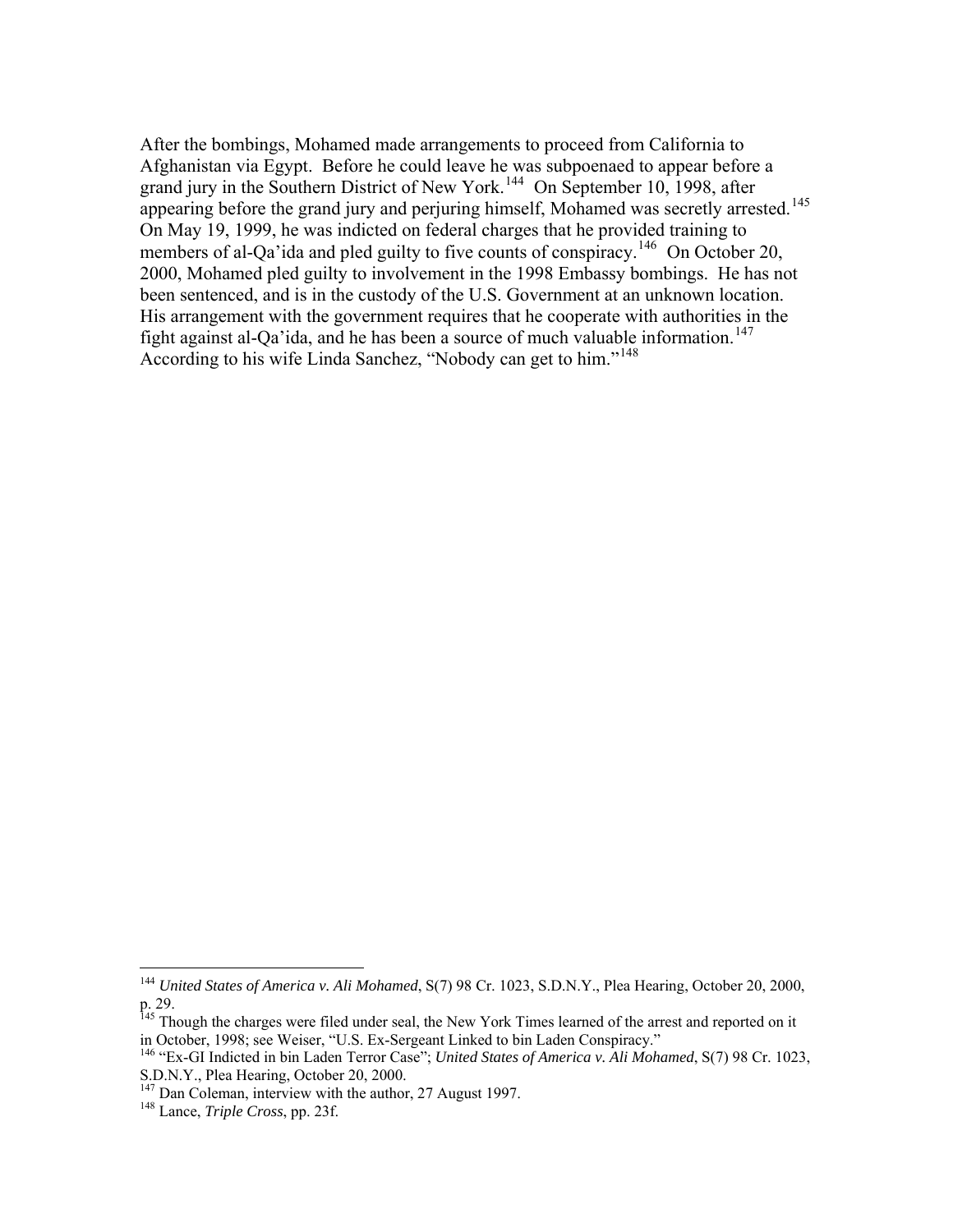After the bombings, Mohamed made arrangements to proceed from California to Afghanistan via Egypt. Before he could leave he was subpoenaed to appear before a grand jury in the Southern District of New York.[144] On September 10, 1998, after appearing before the grand jury and perjuring himself, Mohamed was secretly arrested.[145] On May 19, 1999, he was indicted on federal charges that he provided training to members of al-Qa'ida and pled guilty to five counts of conspiracy.[146] On October 20, 2000, Mohamed pled guilty to involvement in the 1998 Embassy bombings. He has not been sentenced, and is in the custody of the U.S. Government at an unknown location. His arrangement with the government requires that he cooperate with authorities in the fight against al-Qa'ida, and he has been a source of much valuable information.[147] According to his wife Linda Sanchez, "Nobody can get to him."[148]

---

[144] *United States of America v. Ali Mohamed*, S(7) 98 Cr. 1023, S.D.N.Y., Plea Hearing, October 20, 2000, p. 29.

[145] Though the charges were filed under seal, the New York Times learned of the arrest and reported on it in October, 1998; see Weiser, "U.S. Ex-Sergeant Linked to bin Laden Conspiracy."

[146] "Ex-GI Indicted in bin Laden Terror Case"; *United States of America v. Ali Mohamed*, S(7) 98 Cr. 1023, S.D.N.Y., Plea Hearing, October 20, 2000.

[147] Dan Coleman, interview with the author, 27 August 1997.

[148] Lance, *Triple Cross*, pp. 23f.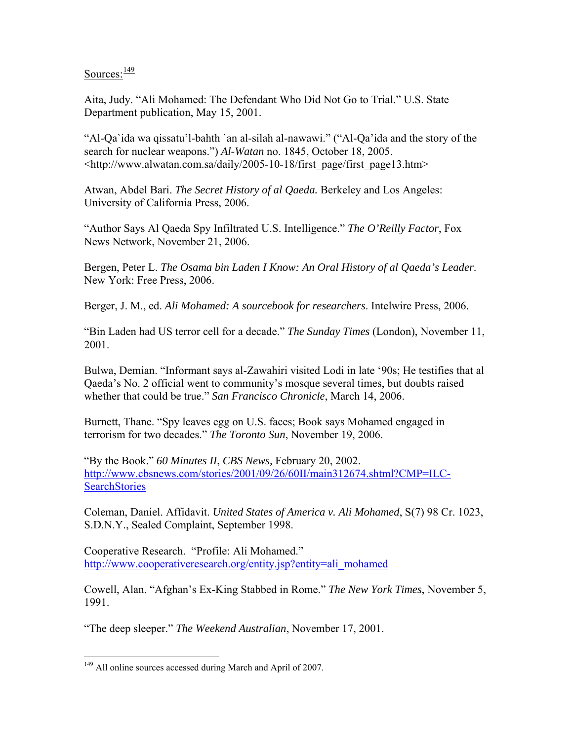Sources:[149]

Aita, Judy. "Ali Mohamed: The Defendant Who Did Not Go to Trial." U.S. State Department publication, May 15, 2001.

"Al-Qa`ida wa qissatu'l-bahth `an al-silah al-nawawi." ("Al-Qa'ida and the story of the search for nuclear weapons.") *Al-Watan* no. 1845, October 18, 2005. <http://www.alwatan.com.sa/daily/2005-10-18/first_page/first_page13.htm>

Atwan, Abdel Bari. *The Secret History of al Qaeda.* Berkeley and Los Angeles: University of California Press, 2006.

"Author Says Al Qaeda Spy Infiltrated U.S. Intelligence." *The O'Reilly Factor*, Fox News Network, November 21, 2006.

Bergen, Peter L. *The Osama bin Laden I Know: An Oral History of al Qaeda's Leader*. New York: Free Press, 2006.

Berger, J. M., ed. *Ali Mohamed: A sourcebook for researchers*. Intelwire Press, 2006.

"Bin Laden had US terror cell for a decade." *The Sunday Times* (London), November 11, 2001.

Bulwa, Demian. "Informant says al-Zawahiri visited Lodi in late '90s; He testifies that al Qaeda's No. 2 official went to community's mosque several times, but doubts raised whether that could be true." *San Francisco Chronicle*, March 14, 2006.

Burnett, Thane. "Spy leaves egg on U.S. faces; Book says Mohamed engaged in terrorism for two decades." *The Toronto Sun*, November 19, 2006.

"By the Book." *60 Minutes II*, *CBS News,* February 20, 2002. http://www.cbsnews.com/stories/2001/09/26/60II/main312674.shtml?CMP=ILC-SearchStories

Coleman, Daniel. Affidavit. *United States of America v. Ali Mohamed*, S(7) 98 Cr. 1023, S.D.N.Y., Sealed Complaint, September 1998.

Cooperative Research. "Profile: Ali Mohamed." http://www.cooperativeresearch.org/entity.jsp?entity=ali_mohamed

Cowell, Alan. "Afghan's Ex-King Stabbed in Rome." *The New York Times*, November 5, 1991.

"The deep sleeper." *The Weekend Australian*, November 17, 2001.

---

[149] All online sources accessed during March and April of 2007.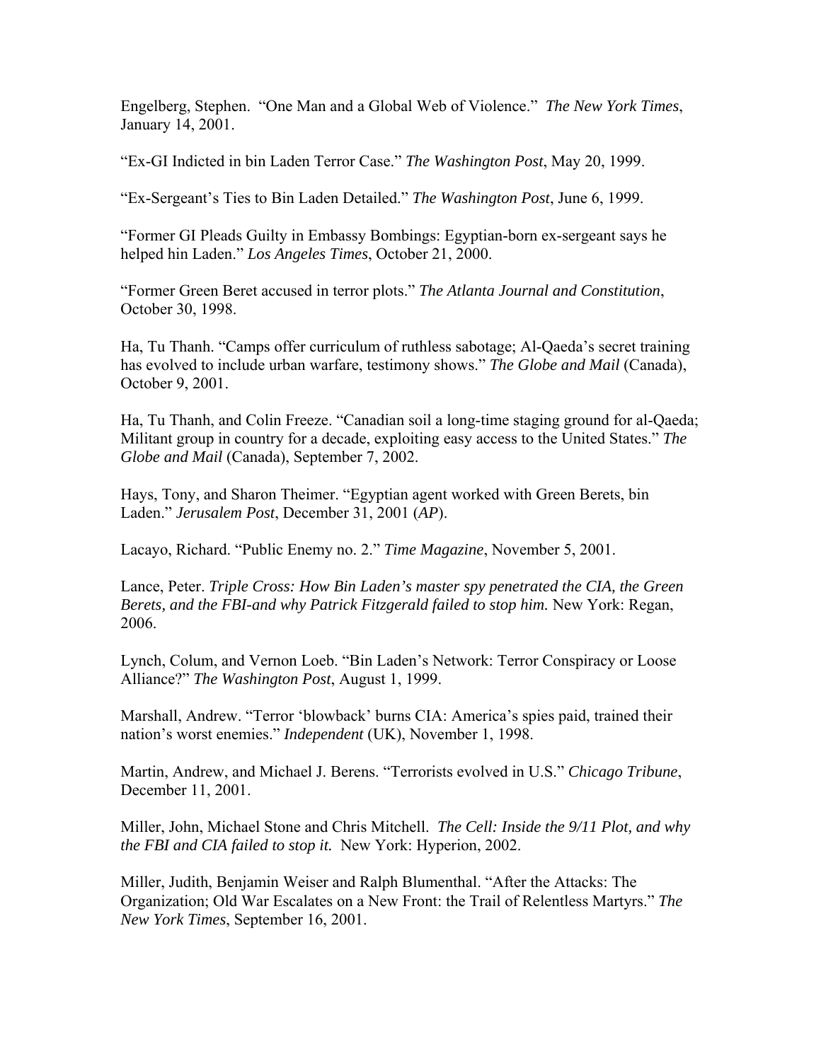Engelberg, Stephen. "One Man and a Global Web of Violence." *The New York Times*, January 14, 2001.

"Ex-GI Indicted in bin Laden Terror Case." *The Washington Post*, May 20, 1999.

"Ex-Sergeant's Ties to Bin Laden Detailed." *The Washington Post*, June 6, 1999.

"Former GI Pleads Guilty in Embassy Bombings: Egyptian-born ex-sergeant says he helped hin Laden." *Los Angeles Times*, October 21, 2000.

"Former Green Beret accused in terror plots." *The Atlanta Journal and Constitution*, October 30, 1998.

Ha, Tu Thanh. "Camps offer curriculum of ruthless sabotage; Al-Qaeda's secret training has evolved to include urban warfare, testimony shows." *The Globe and Mail* (Canada), October 9, 2001.

Ha, Tu Thanh, and Colin Freeze. "Canadian soil a long-time staging ground for al-Qaeda; Militant group in country for a decade, exploiting easy access to the United States." *The Globe and Mail* (Canada), September 7, 2002.

Hays, Tony, and Sharon Theimer. "Egyptian agent worked with Green Berets, bin Laden." *Jerusalem Post*, December 31, 2001 (*AP*).

Lacayo, Richard. "Public Enemy no. 2." *Time Magazine*, November 5, 2001.

Lance, Peter. *Triple Cross: How Bin Laden's master spy penetrated the CIA, the Green Berets, and the FBI-and why Patrick Fitzgerald failed to stop him.* New York: Regan, 2006.

Lynch, Colum, and Vernon Loeb. "Bin Laden's Network: Terror Conspiracy or Loose Alliance?" *The Washington Post*, August 1, 1999.

Marshall, Andrew. "Terror 'blowback' burns CIA: America's spies paid, trained their nation's worst enemies." *Independent* (UK), November 1, 1998.

Martin, Andrew, and Michael J. Berens. "Terrorists evolved in U.S." *Chicago Tribune*, December 11, 2001.

Miller, John, Michael Stone and Chris Mitchell. *The Cell: Inside the 9/11 Plot, and why the FBI and CIA failed to stop it.* New York: Hyperion, 2002.

Miller, Judith, Benjamin Weiser and Ralph Blumenthal. "After the Attacks: The Organization; Old War Escalates on a New Front: the Trail of Relentless Martyrs." *The New York Times*, September 16, 2001.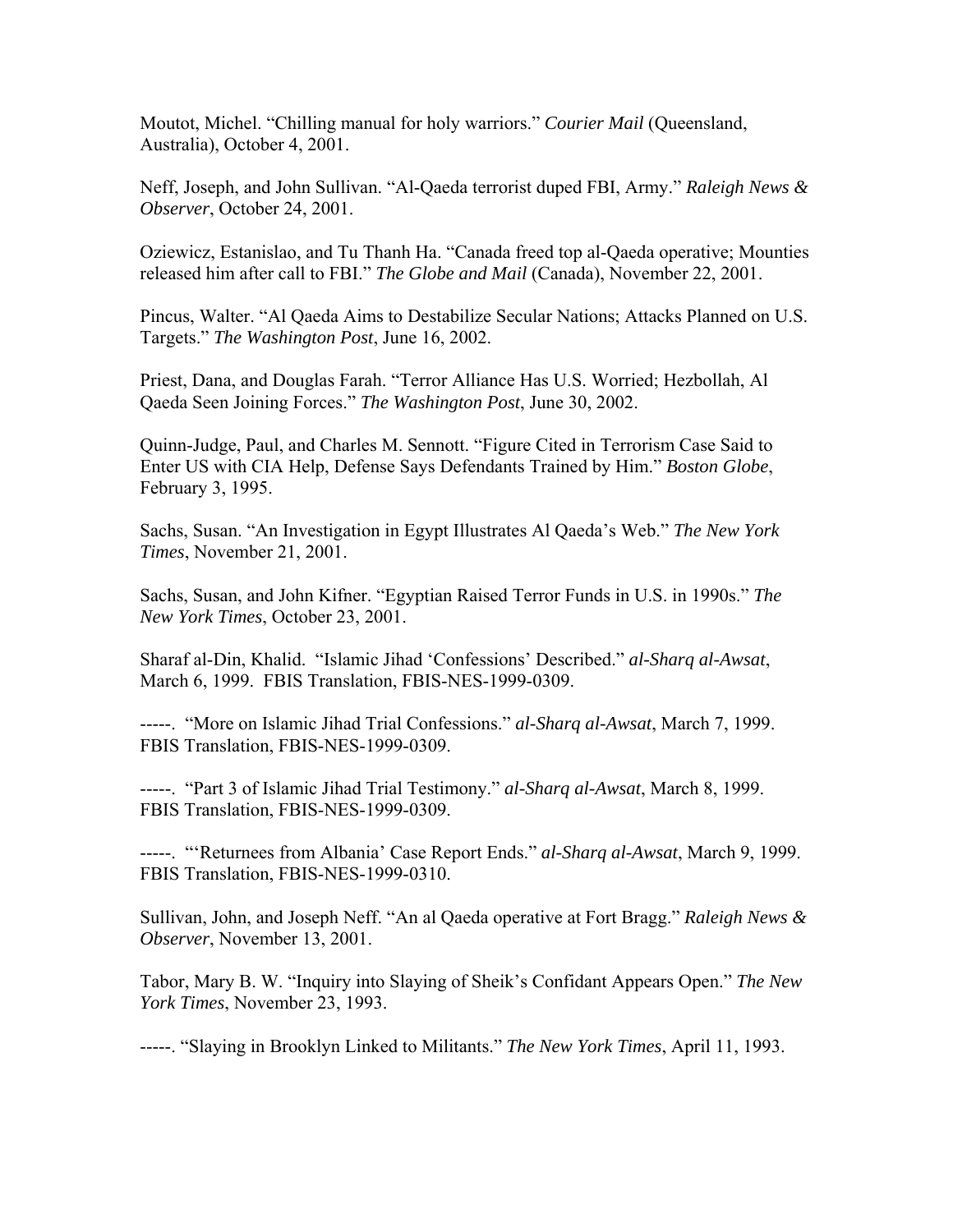Moutot, Michel. “Chilling manual for holy warriors.” *Courier Mail* (Queensland, Australia), October 4, 2001.

Neff, Joseph, and John Sullivan. “Al-Qaeda terrorist duped FBI, Army.” *Raleigh News & Observer*, October 24, 2001.

Oziewicz, Estanislao, and Tu Thanh Ha. “Canada freed top al-Qaeda operative; Mounties released him after call to FBI.” *The Globe and Mail* (Canada), November 22, 2001.

Pincus, Walter. “Al Qaeda Aims to Destabilize Secular Nations; Attacks Planned on U.S. Targets.” *The Washington Post*, June 16, 2002.

Priest, Dana, and Douglas Farah. “Terror Alliance Has U.S. Worried; Hezbollah, Al Qaeda Seen Joining Forces.” *The Washington Post*, June 30, 2002.

Quinn-Judge, Paul, and Charles M. Sennott. “Figure Cited in Terrorism Case Said to Enter US with CIA Help, Defense Says Defendants Trained by Him.” *Boston Globe*, February 3, 1995.

Sachs, Susan. “An Investigation in Egypt Illustrates Al Qaeda’s Web.” *The New York Times*, November 21, 2001.

Sachs, Susan, and John Kifner. “Egyptian Raised Terror Funds in U.S. in 1990s.” *The New York Times*, October 23, 2001.

Sharaf al-Din, Khalid. “Islamic Jihad ‘Confessions’ Described.” *al-Sharq al-Awsat*, March 6, 1999. FBIS Translation, FBIS-NES-1999-0309.

-----. “More on Islamic Jihad Trial Confessions.” *al-Sharq al-Awsat*, March 7, 1999. FBIS Translation, FBIS-NES-1999-0309.

-----. “Part 3 of Islamic Jihad Trial Testimony.” *al-Sharq al-Awsat*, March 8, 1999. FBIS Translation, FBIS-NES-1999-0309.

-----. “‘Returnees from Albania’ Case Report Ends.” *al-Sharq al-Awsat*, March 9, 1999. FBIS Translation, FBIS-NES-1999-0310.

Sullivan, John, and Joseph Neff. “An al Qaeda operative at Fort Bragg.” *Raleigh News & Observer*, November 13, 2001.

Tabor, Mary B. W. “Inquiry into Slaying of Sheik’s Confidant Appears Open.” *The New York Times*, November 23, 1993.

-----. “Slaying in Brooklyn Linked to Militants.” *The New York Times*, April 11, 1993.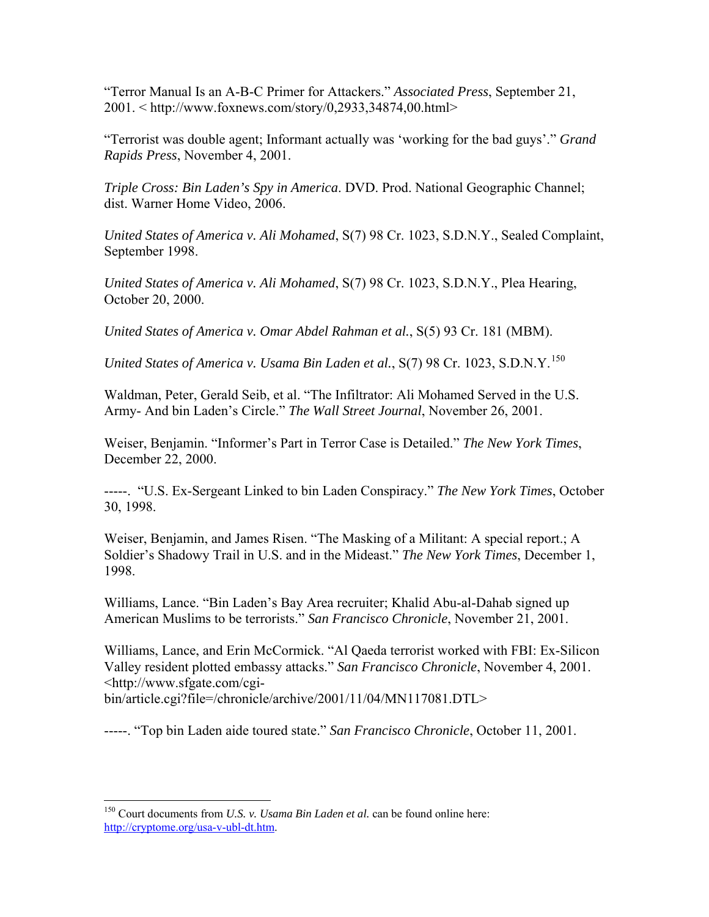"Terror Manual Is an A-B-C Primer for Attackers." *Associated Press*, September 21, 2001. < http://www.foxnews.com/story/0,2933,34874,00.html>

"Terrorist was double agent; Informant actually was 'working for the bad guys'." *Grand Rapids Press*, November 4, 2001.

*Triple Cross: Bin Laden's Spy in America*. DVD. Prod. National Geographic Channel; dist. Warner Home Video, 2006.

*United States of America v. Ali Mohamed*, S(7) 98 Cr. 1023, S.D.N.Y., Sealed Complaint, September 1998.

*United States of America v. Ali Mohamed*, S(7) 98 Cr. 1023, S.D.N.Y., Plea Hearing, October 20, 2000.

*United States of America v. Omar Abdel Rahman et al.*, S(5) 93 Cr. 181 (MBM).

*United States of America v. Usama Bin Laden et al.*, S(7) 98 Cr. 1023, S.D.N.Y.[150]

Waldman, Peter, Gerald Seib, et al. "The Infiltrator: Ali Mohamed Served in the U.S. Army- And bin Laden's Circle." *The Wall Street Journal*, November 26, 2001.

Weiser, Benjamin. "Informer's Part in Terror Case is Detailed." *The New York Times*, December 22, 2000.

-----. "U.S. Ex-Sergeant Linked to bin Laden Conspiracy." *The New York Times*, October 30, 1998.

Weiser, Benjamin, and James Risen. "The Masking of a Militant: A special report.; A Soldier's Shadowy Trail in U.S. and in the Mideast." *The New York Times*, December 1, 1998.

Williams, Lance. "Bin Laden's Bay Area recruiter; Khalid Abu-al-Dahab signed up American Muslims to be terrorists." *San Francisco Chronicle*, November 21, 2001.

Williams, Lance, and Erin McCormick. "Al Qaeda terrorist worked with FBI: Ex-Silicon Valley resident plotted embassy attacks." *San Francisco Chronicle*, November 4, 2001. <http://www.sfgate.com/cgi-bin/article.cgi?file=/chronicle/archive/2001/11/04/MN117081.DTL>

-----. "Top bin Laden aide toured state." *San Francisco Chronicle*, October 11, 2001.

---

[150] Court documents from *U.S. v. Usama Bin Laden et al.* can be found online here: http://cryptome.org/usa-v-ubl-dt.htm.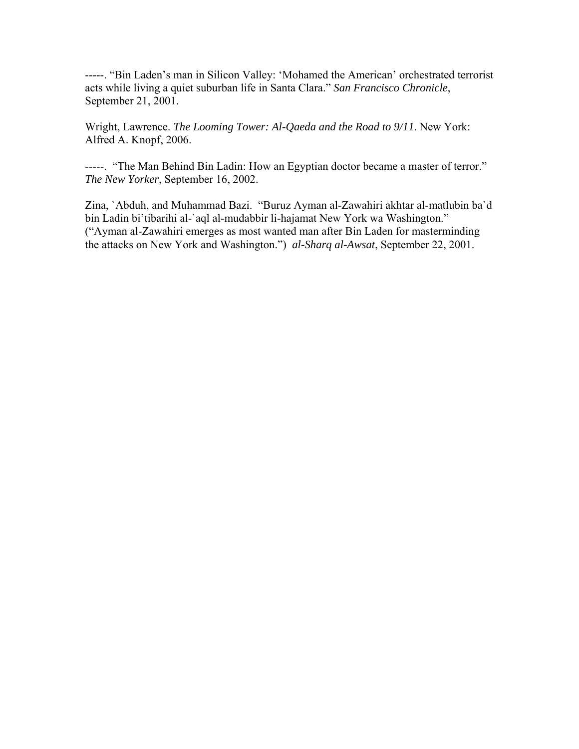-----. "Bin Laden's man in Silicon Valley: 'Mohamed the American' orchestrated terrorist acts while living a quiet suburban life in Santa Clara." *San Francisco Chronicle*, September 21, 2001.

Wright, Lawrence. *The Looming Tower: Al-Qaeda and the Road to 9/11*. New York: Alfred A. Knopf, 2006.

-----. "The Man Behind Bin Ladin: How an Egyptian doctor became a master of terror." *The New Yorker*, September 16, 2002.

Zina, `Abduh, and Muhammad Bazi. "Buruz Ayman al-Zawahiri akhtar al-matlubin ba`d bin Ladin bi'tibarihi al-`aql al-mudabbir li-hajamat New York wa Washington." ("Ayman al-Zawahiri emerges as most wanted man after Bin Laden for masterminding the attacks on New York and Washington.") *al-Sharq al-Awsat*, September 22, 2001.